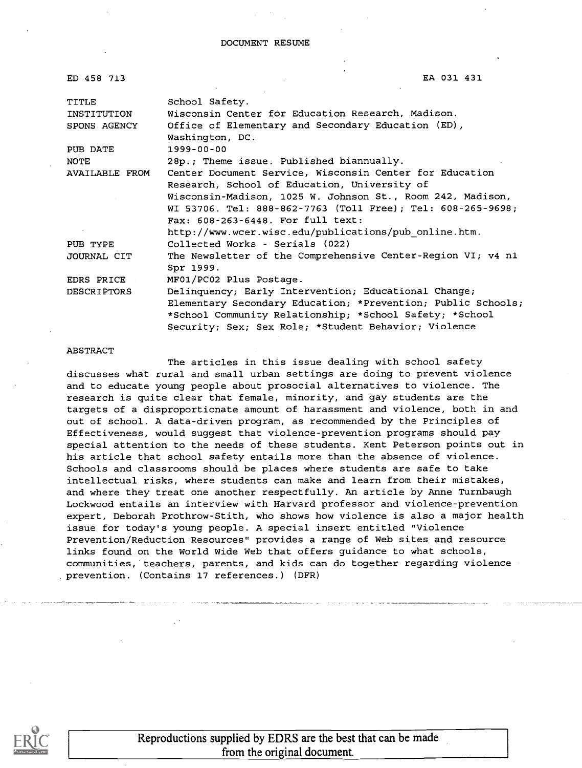DOCUMENT RESUME

| ED 458 713 | EA 031 431 |
|---|---|
| TITLE | School Safety. |
| INSTITUTION | Wisconsin Center for Education Research, Madison. |
| SPONS AGENCY | Office of Elementary and Secondary Education (ED), Washington, DC. |
| PUB DATE | 1999-00-00 |
| NOTE | 28p.; Theme issue. Published biannually. |
| AVAILABLE FROM | Center Document Service, Wisconsin Center for Education Research, School of Education, University of Wisconsin-Madison, 1025 W. Johnson St., Room 242, Madison, WI 53706. Tel: 888-862-7763 (Toll Free); Tel: 608-265-9698; Fax: 608-263-6448. For full text: http://www.wcer.wisc.edu/publications/pub_online.htm. |
| PUB TYPE | Collected Works - Serials (022) |
| JOURNAL CIT | The Newsletter of the Comprehensive Center-Region VI; v4 n1 Spr 1999. |
| EDRS PRICE | MF01/PC02 Plus Postage. |
| DESCRIPTORS | Delinquency; Early Intervention; Educational Change; Elementary Secondary Education; *Prevention; Public Schools; *School Community Relationship; *School Safety; *School Security; Sex; Sex Role; *Student Behavior; Violence |

ABSTRACT

The articles in this issue dealing with school safety discusses what rural and small urban settings are doing to prevent violence and to educate young people about prosocial alternatives to violence. The research is quite clear that female, minority, and gay students are the targets of a disproportionate amount of harassment and violence, both in and out of school. A data-driven program, as recommended by the Principles of Effectiveness, would suggest that violence-prevention programs should pay special attention to the needs of these students. Kent Peterson points out in his article that school safety entails more than the absence of violence. Schools and classrooms should be places where students are safe to take intellectual risks, where students can make and learn from their mistakes, and where they treat one another respectfully. An article by Anne Turnbaugh Lockwood entails an interview with Harvard professor and violence-prevention expert, Deborah Prothrow-Stith, who shows how violence is also a major health issue for today's young people. A special insert entitled "Violence Prevention/Reduction Resources" provides a range of Web sites and resource links found on the World Wide Web that offers guidance to what schools, communities, teachers, parents, and kids can do together regarding violence prevention. (Contains 17 references.) (DFR)

Reproductions supplied by EDRS are the best that can be made from the original document.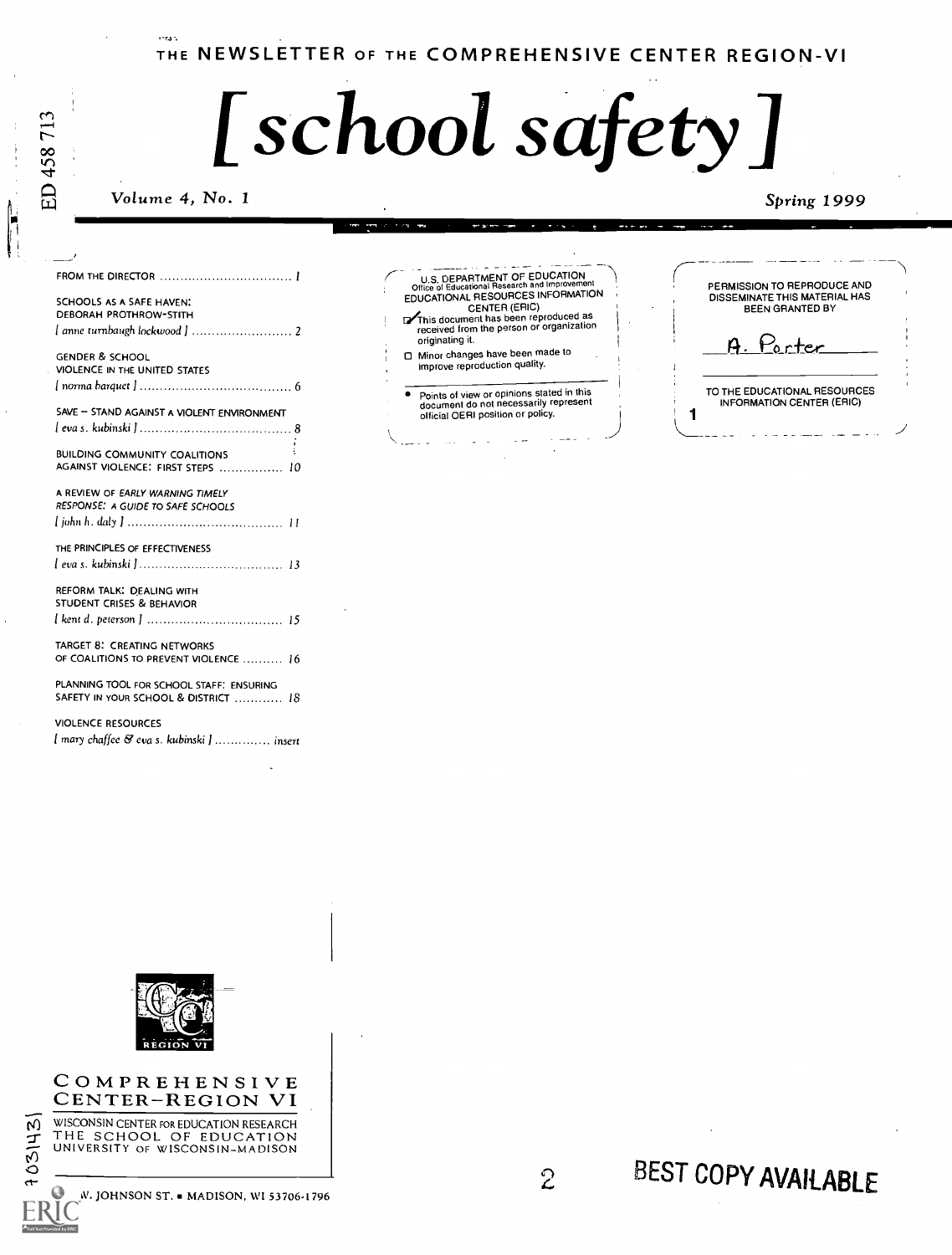THE NEWSLETTER OF THE COMPREHENSIVE CENTER REGION-VI

# [ school safety ]

*Volume 4, No. 1* *Spring 1999*

ED 458 713

FROM THE DIRECTOR ..... 1

SCHOOLS AS A SAFE HAVEN: DEBORAH PROTHROW-STITH
[ anne turnbaugh lockwood ] ..... 2

GENDER & SCHOOL VIOLENCE IN THE UNITED STATES
[ norma barquet ] ..... 6

SAVE – STAND AGAINST A VIOLENT ENVIRONMENT
[ eva s. kubinski ] ..... 8

BUILDING COMMUNITY COALITIONS AGAINST VIOLENCE: FIRST STEPS ..... 10

A REVIEW OF *EARLY WARNING TIMELY RESPONSE: A GUIDE TO SAFE SCHOOLS*
[ john h. daly ] ..... 11

THE PRINCIPLES OF EFFECTIVENESS
[ eva s. kubinski ] ..... 13

REFORM TALK: DEALING WITH STUDENT CRISES & BEHAVIOR
[ kent d. peterson ] ..... 15

TARGET 8: CREATING NETWORKS OF COALITIONS TO PREVENT VIOLENCE ..... 16

PLANNING TOOL FOR SCHOOL STAFF: ENSURING SAFETY IN YOUR SCHOOL & DISTRICT ..... 18

VIOLENCE RESOURCES
[ mary chaffee & eva s. kubinski ] ..... insert

U.S. DEPARTMENT OF EDUCATION
Office of Educational Research and Improvement
EDUCATIONAL RESOURCES INFORMATION CENTER (ERIC)

- [x] This document has been reproduced as received from the person or organization originating it.
- [ ] Minor changes have been made to improve reproduction quality.

- Points of view or opinions stated in this document do not necessarily represent official OERI position or policy.

PERMISSION TO REPRODUCE AND DISSEMINATE THIS MATERIAL HAS BEEN GRANTED BY

A. Porter

TO THE EDUCATIONAL RESOURCES INFORMATION CENTER (ERIC)

1

REGION VI

COMPREHENSIVE CENTER–REGION VI

WISCONSIN CENTER FOR EDUCATION RESEARCH
THE SCHOOL OF EDUCATION
UNIVERSITY OF WISCONSIN–MADISON

W. JOHNSON ST. ■ MADISON, WI 53706-1796

UD 034 317

BEST COPY AVAILABLE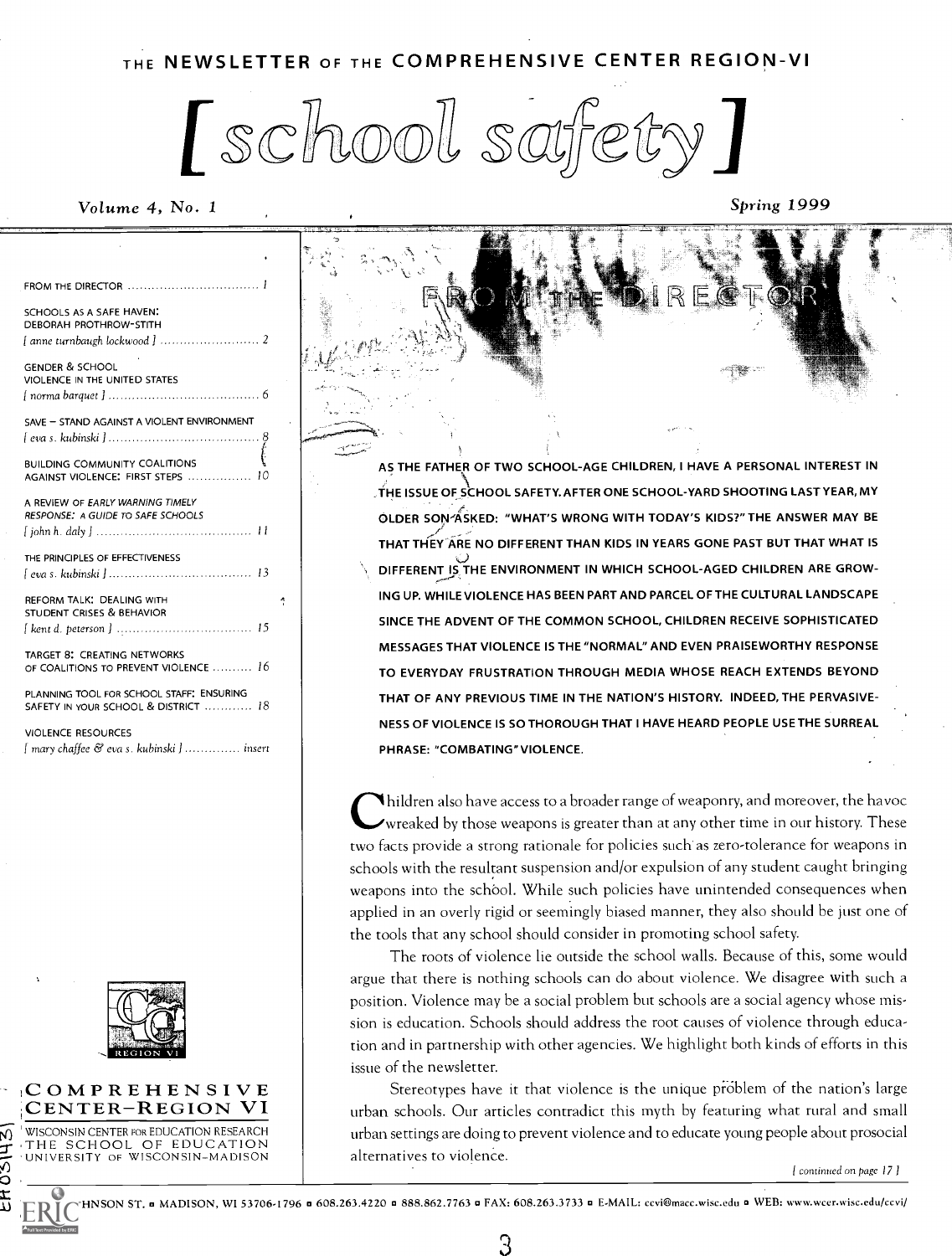THE NEWSLETTER OF THE COMPREHENSIVE CENTER REGION-VI

# [ school safety ]

*Volume 4, No. 1* *Spring 1999*

FROM THE DIRECTOR ..... 1

SCHOOLS AS A SAFE HAVEN: DEBORAH PROTHROW-STITH
[ anne turnbaugh lockwood ] ..... 2

GENDER & SCHOOL VIOLENCE IN THE UNITED STATES
[ norma barquet ] ..... 6

SAVE – STAND AGAINST A VIOLENT ENVIRONMENT
[ eva s. kubinski ] ..... 8

BUILDING COMMUNITY COALITIONS AGAINST VIOLENCE: FIRST STEPS ..... 10

A REVIEW OF *EARLY WARNING TIMELY RESPONSE: A GUIDE TO SAFE SCHOOLS*
[ john h. daly ] ..... 11

THE PRINCIPLES OF EFFECTIVENESS
[ eva s. kubinski ] ..... 13

REFORM TALK: DEALING WITH STUDENT CRISES & BEHAVIOR
[ kent d. peterson ] ..... 15

TARGET 8: CREATING NETWORKS OF COALITIONS TO PREVENT VIOLENCE ..... 16

PLANNING TOOL FOR SCHOOL STAFF: ENSURING SAFETY IN YOUR SCHOOL & DISTRICT ..... 18

VIOLENCE RESOURCES
[ mary chaffee & eva s. kubinski ] ..... insert

## FROM THE DIRECTOR

AS THE FATHER OF TWO SCHOOL-AGE CHILDREN, I HAVE A PERSONAL INTEREST IN THE ISSUE OF SCHOOL SAFETY. AFTER ONE SCHOOL-YARD SHOOTING LAST YEAR, MY OLDER SON ASKED: "WHAT'S WRONG WITH TODAY'S KIDS?" THE ANSWER MAY BE THAT THEY ARE NO DIFFERENT THAN KIDS IN YEARS GONE PAST BUT THAT WHAT IS DIFFERENT IS THE ENVIRONMENT IN WHICH SCHOOL-AGED CHILDREN ARE GROWING UP. WHILE VIOLENCE HAS BEEN PART AND PARCEL OF THE CULTURAL LANDSCAPE SINCE THE ADVENT OF THE COMMON SCHOOL, CHILDREN RECEIVE SOPHISTICATED MESSAGES THAT VIOLENCE IS THE "NORMAL" AND EVEN PRAISEWORTHY RESPONSE TO EVERYDAY FRUSTRATION THROUGH MEDIA WHOSE REACH EXTENDS BEYOND THAT OF ANY PREVIOUS TIME IN THE NATION'S HISTORY. INDEED, THE PERVASIVENESS OF VIOLENCE IS SO THOROUGH THAT I HAVE HEARD PEOPLE USE THE SURREAL PHRASE: "COMBATING" VIOLENCE.

Children also have access to a broader range of weaponry, and moreover, the havoc wreaked by those weapons is greater than at any other time in our history. These two facts provide a strong rationale for policies such as zero-tolerance for weapons in schools with the resultant suspension and/or expulsion of any student caught bringing weapons into the school. While such policies have unintended consequences when applied in an overly rigid or seemingly biased manner, they also should be just one of the tools that any school should consider in promoting school safety.

The roots of violence lie outside the school walls. Because of this, some would argue that there is nothing schools can do about violence. We disagree with such a position. Violence may be a social problem but schools are a social agency whose mission is education. Schools should address the root causes of violence through education and in partnership with other agencies. We highlight both kinds of efforts in this issue of the newsletter.

Stereotypes have it that violence is the unique problem of the nation's large urban schools. Our articles contradict this myth by featuring what rural and small urban settings are doing to prevent violence and to educate young people about prosocial alternatives to violence.

[ continued on page 17 ]

COMPREHENSIVE CENTER–REGION VI

WISCONSIN CENTER FOR EDUCATION RESEARCH
THE SCHOOL OF EDUCATION
UNIVERSITY OF WISCONSIN–MADISON

...HNSON ST. ▪ MADISON, WI 53706-1796 ▪ 608.263.4220 ▪ 888.862.7763 ▪ FAX: 608.263.3733 ▪ E-MAIL: ccvi@macc.wisc.edu ▪ WEB: www.wcer.wisc.edu/ccvi/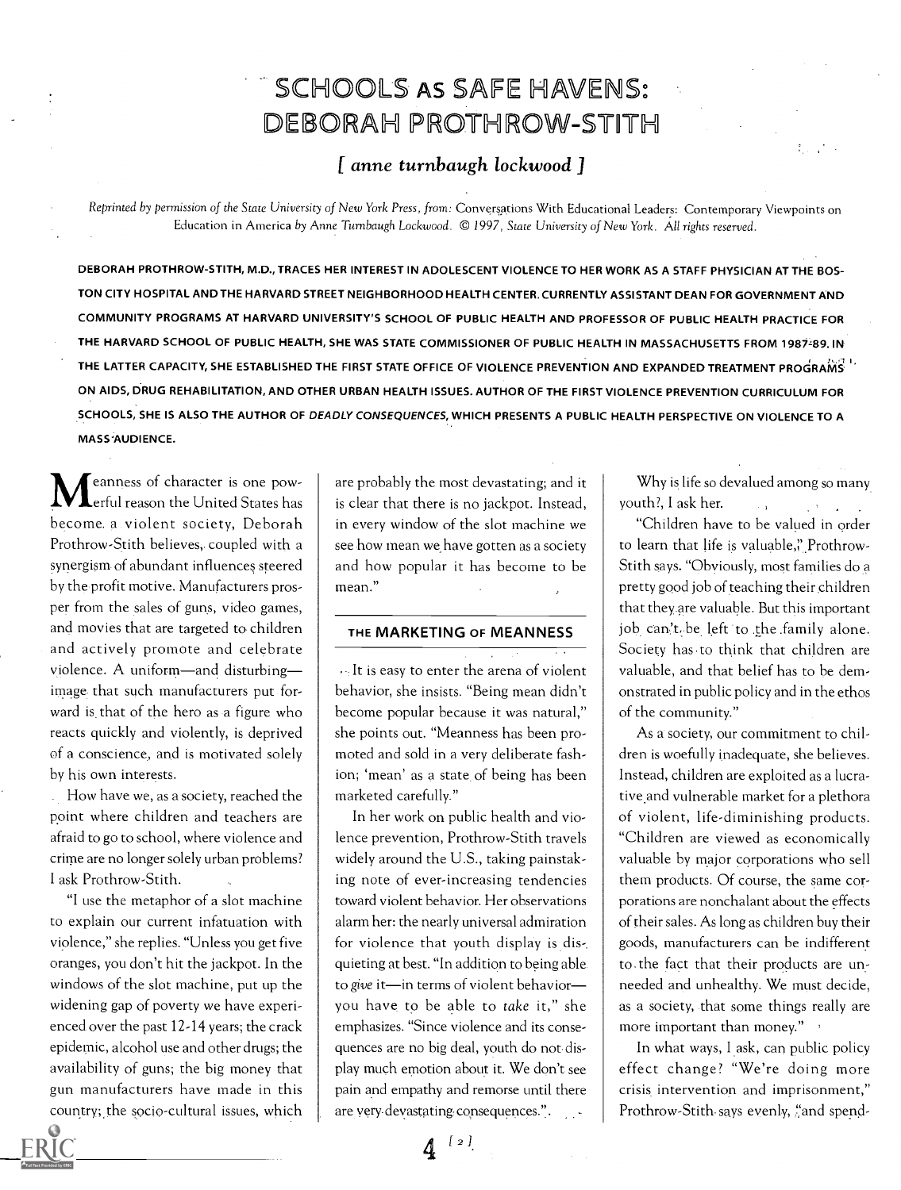# SCHOOLS AS SAFE HAVENS: DEBORAH PROTHROW-STITH

*[ anne turnbaugh lockwood ]*

*Reprinted by permission of the State University of New York Press, from: Conversations With Educational Leaders: Contemporary Viewpoints on Education in America by Anne Turnbaugh Lockwood. © 1997, State University of New York. All rights reserved.*

DEBORAH PROTHROW-STITH, M.D., TRACES HER INTEREST IN ADOLESCENT VIOLENCE TO HER WORK AS A STAFF PHYSICIAN AT THE BOSTON CITY HOSPITAL AND THE HARVARD STREET NEIGHBORHOOD HEALTH CENTER. CURRENTLY ASSISTANT DEAN FOR GOVERNMENT AND COMMUNITY PROGRAMS AT HARVARD UNIVERSITY'S SCHOOL OF PUBLIC HEALTH AND PROFESSOR OF PUBLIC HEALTH PRACTICE FOR THE HARVARD SCHOOL OF PUBLIC HEALTH, SHE WAS STATE COMMISSIONER OF PUBLIC HEALTH IN MASSACHUSETTS FROM 1987-89. IN THE LATTER CAPACITY, SHE ESTABLISHED THE FIRST STATE OFFICE OF VIOLENCE PREVENTION AND EXPANDED TREATMENT PROGRAMS ON AIDS, DRUG REHABILITATION, AND OTHER URBAN HEALTH ISSUES. AUTHOR OF THE FIRST VIOLENCE PREVENTION CURRICULUM FOR SCHOOLS, SHE IS ALSO THE AUTHOR OF *DEADLY CONSEQUENCES*, WHICH PRESENTS A PUBLIC HEALTH PERSPECTIVE ON VIOLENCE TO A MASS AUDIENCE.

Meanness of character is one powerful reason the United States has become a violent society, Deborah Prothrow-Stith believes, coupled with a synergism of abundant influences steered by the profit motive. Manufacturers prosper from the sales of guns, video games, and movies that are targeted to children and actively promote and celebrate violence. A uniform—and disturbing—image that such manufacturers put forward is that of the hero as a figure who reacts quickly and violently, is deprived of a conscience, and is motivated solely by his own interests.

How have we, as a society, reached the point where children and teachers are afraid to go to school, where violence and crime are no longer solely urban problems? I ask Prothrow-Stith.

"I use the metaphor of a slot machine to explain our current infatuation with violence," she replies. "Unless you get five oranges, you don't hit the jackpot. In the windows of the slot machine, put up the widening gap of poverty we have experienced over the past 12-14 years; the crack epidemic, alcohol use and other drugs; the availability of guns; the big money that gun manufacturers have made in this country; the socio-cultural issues, which are probably the most devastating; and it is clear that there is no jackpot. Instead, in every window of the slot machine we see how mean we have gotten as a society and how popular it has become to be mean."

## THE MARKETING OF MEANNESS

It is easy to enter the arena of violent behavior, she insists. "Being mean didn't become popular because it was natural," she points out. "Meanness has been promoted and sold in a very deliberate fashion; 'mean' as a state of being has been marketed carefully."

In her work on public health and violence prevention, Prothrow-Stith travels widely around the U.S., taking painstaking note of ever-increasing tendencies toward violent behavior. Her observations alarm her: the nearly universal admiration for violence that youth display is disquieting at best. "In addition to being able to *give* it—in terms of violent behavior—you have to be able to *take* it," she emphasizes. "Since violence and its consequences are no big deal, youth do not display much emotion about it. We don't see pain and empathy and remorse until there are very devastating consequences."

Why is life so devalued among so many youth?, I ask her.

"Children have to be valued in order to learn that life is valuable," Prothrow-Stith says. "Obviously, most families do a pretty good job of teaching their children that they are valuable. But this important job can't be left to the family alone. Society has to think that children are valuable, and that belief has to be demonstrated in public policy and in the ethos of the community."

As a society, our commitment to children is woefully inadequate, she believes. Instead, children are exploited as a lucrative and vulnerable market for a plethora of violent, life-diminishing products. "Children are viewed as economically valuable by major corporations who sell them products. Of course, the same corporations are nonchalant about the effects of their sales. As long as children buy their goods, manufacturers can be indifferent to the fact that their products are unneeded and unhealthy. We must decide, as a society, that some things really are more important than money."

In what ways, I ask, can public policy effect change? "We're doing more crisis intervention and imprisonment," Prothrow-Stith says evenly, "and spend-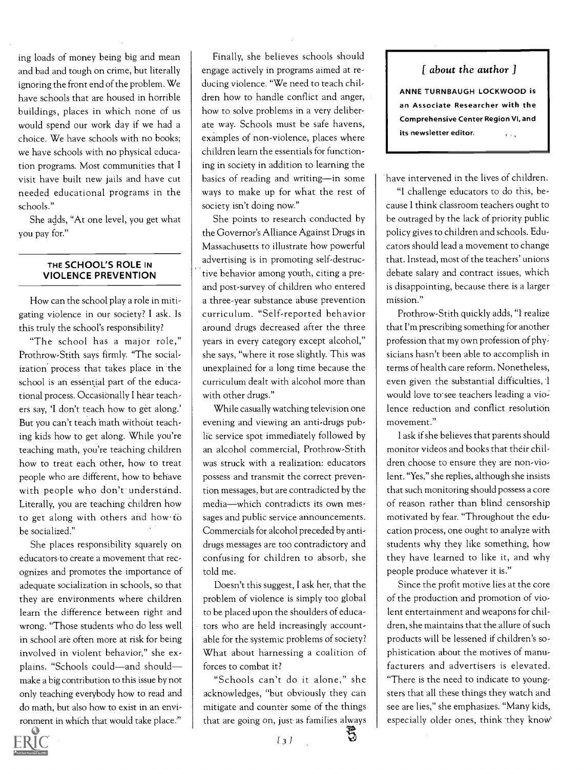ing loads of money being big and mean and bad and tough on crime, but literally ignoring the front end of the problem. We have schools that are housed in horrible buildings, places in which none of us would spend our work day if we had a choice. We have schools with no books; we have schools with no physical education programs. Most communities that I visit have built new jails and have cut needed educational programs in the schools."

She adds, "At one level, you get what you pay for."

## THE SCHOOL'S ROLE IN VIOLENCE PREVENTION

How can the school play a role in mitigating violence in our society? I ask. Is this truly the school's responsibility?

"The school has a major role," Prothrow-Stith says firmly. "The socialization process that takes place in the school is an essential part of the educational process. Occasionally I hear teachers say, 'I don't teach how to get along.' But you can't teach math without teaching kids how to get along. While you're teaching math, you're teaching children how to treat each other, how to treat people who are different, how to behave with people who don't understand. Literally, you are teaching children how to get along with others and how to be socialized."

She places responsibility squarely on educators to create a movement that recognizes and promotes the importance of adequate socialization in schools, so that they are environments where children learn the difference between right and wrong. "Those students who do less well in school are often more at risk for being involved in violent behavior," she explains. "Schools could—and should—make a big contribution to this issue by not only teaching everybody how to read and do math, but also how to exist in an environment in which that would take place."

Finally, she believes schools should engage actively in programs aimed at reducing violence. "We need to teach children how to handle conflict and anger, how to solve problems in a very deliberate way. Schools must be safe havens, examples of non-violence, places where children learn the essentials for functioning in society in addition to learning the basics of reading and writing—in some ways to make up for what the rest of society isn't doing now."

She points to research conducted by the Governor's Alliance Against Drugs in Massachusetts to illustrate how powerful advertising is in promoting self-destructive behavior among youth, citing a pre- and post-survey of children who entered a three-year substance abuse prevention curriculum. "Self-reported behavior around drugs decreased after the three years in every category except alcohol," she says, "where it rose slightly. This was unexplained for a long time because the curriculum dealt with alcohol more than with other drugs."

While casually watching television one evening and viewing an anti-drugs public service spot immediately followed by an alcohol commercial, Prothrow-Stith was struck with a realization: educators possess and transmit the correct prevention messages, but are contradicted by the media—which contradicts its own messages and public service announcements. Commercials for alcohol preceded by anti-drugs messages are too contradictory and confusing for children to absorb, she told me.

Doesn't this suggest, I ask her, that the problem of violence is simply too global to be placed upon the shoulders of educators who are held increasingly accountable for the systemic problems of society? What about harnessing a coalition of forces to combat it?

"Schools can't do it alone," she acknowledges, "but obviously they can mitigate and counter some of the things that are going on, just as families always have intervened in the lives of children.

"I challenge educators to do this, because I think classroom teachers ought to be outraged by the lack of priority public policy gives to children and schools. Educators should lead a movement to change that. Instead, most of the teachers' unions debate salary and contract issues, which is disappointing, because there is a larger mission."

Prothrow-Stith quickly adds, "I realize that I'm prescribing something for another profession that my own profession of physicians hasn't been able to accomplish in terms of health care reform. Nonetheless, even given the substantial difficulties, I would love to see teachers leading a violence reduction and conflict resolution movement."

I ask if she believes that parents should monitor videos and books that their children choose to ensure they are non-violent. "Yes," she replies, although she insists that such monitoring should possess a core of reason rather than blind censorship motivated by fear. "Throughout the education process, one ought to analyze with students why they like something, how they have learned to like it, and why people produce whatever it is."

Since the profit motive lies at the core of the production and promotion of violent entertainment and weapons for children, she maintains that the allure of such products will be lessened if children's sophistication about the motives of manufacturers and advertisers is elevated. "There is the need to indicate to youngsters that all these things they watch and see are lies," she emphasizes. "Many kids, especially older ones, think they know

*[ about the author ]*

**ANNE TURNBAUGH LOCKWOOD is an Associate Researcher with the Comprehensive Center Region VI, and its newsletter editor.**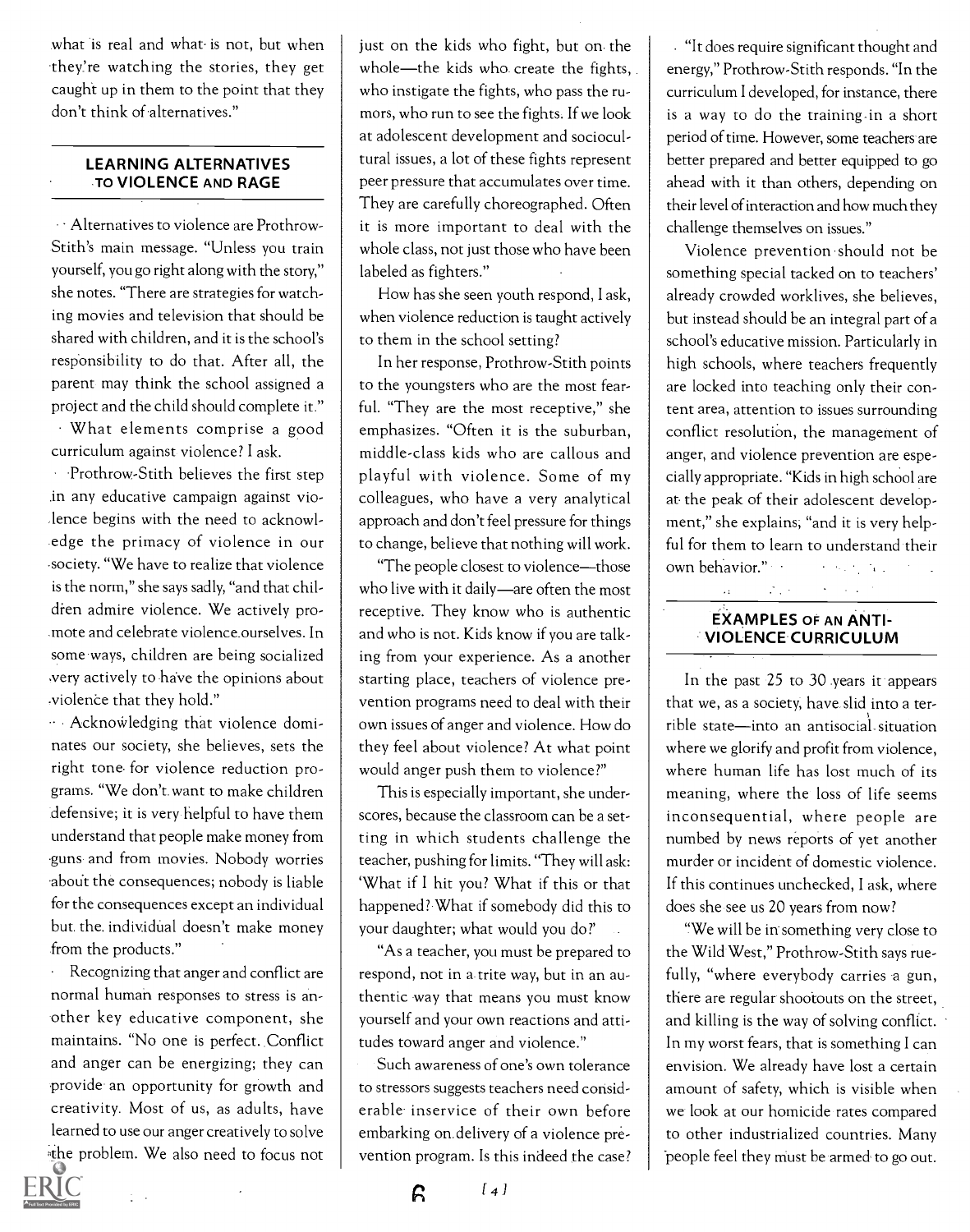what is real and what is not, but when they're watching the stories, they get caught up in them to the point that they don't think of alternatives."

### LEARNING ALTERNATIVES TO VIOLENCE AND RAGE

Alternatives to violence are Prothrow-Stith's main message. "Unless you train yourself, you go right along with the story," she notes. "There are strategies for watching movies and television that should be shared with children, and it is the school's responsibility to do that. After all, the parent may think the school assigned a project and the child should complete it."

What elements comprise a good curriculum against violence? I ask.

Prothrow-Stith believes the first step in any educative campaign against violence begins with the need to acknowledge the primacy of violence in our society. "We have to realize that violence is the norm," she says sadly, "and that children admire violence. We actively promote and celebrate violence ourselves. In some ways, children are being socialized very actively to have the opinions about violence that they hold."

Acknowledging that violence dominates our society, she believes, sets the right tone for violence reduction programs. "We don't want to make children defensive; it is very helpful to have them understand that people make money from guns and from movies. Nobody worries about the consequences; nobody is liable for the consequences except an individual but the individual doesn't make money from the products."

Recognizing that anger and conflict are normal human responses to stress is another key educative component, she maintains. "No one is perfect. Conflict and anger can be energizing; they can provide an opportunity for growth and creativity. Most of us, as adults, have learned to use our anger creatively to solve the problem. We also need to focus not just on the kids who fight, but on the whole—the kids who create the fights, who instigate the fights, who pass the rumors, who run to see the fights. If we look at adolescent development and sociocultural issues, a lot of these fights represent peer pressure that accumulates over time. They are carefully choreographed. Often it is more important to deal with the whole class, not just those who have been labeled as fighters."

How has she seen youth respond, I ask, when violence reduction is taught actively to them in the school setting?

In her response, Prothrow-Stith points to the youngsters who are the most fearful. "They are the most receptive," she emphasizes. "Often it is the suburban, middle-class kids who are callous and playful with violence. Some of my colleagues, who have a very analytical approach and don't feel pressure for things to change, believe that nothing will work.

"The people closest to violence—those who live with it daily—are often the most receptive. They know who is authentic and who is not. Kids know if you are talking from your experience. As a another starting place, teachers of violence prevention programs need to deal with their own issues of anger and violence. How do they feel about violence? At what point would anger push them to violence?"

This is especially important, she underscores, because the classroom can be a setting in which students challenge the teacher, pushing for limits. "They will ask: 'What if I hit you? What if this or that happened? What if somebody did this to your daughter; what would you do?'

"As a teacher, you must be prepared to respond, not in a trite way, but in an authentic way that means you must know yourself and your own reactions and attitudes toward anger and violence."

Such awareness of one's own tolerance to stressors suggests teachers need considerable inservice of their own before embarking on delivery of a violence prevention program. Is this indeed the case?

"It does require significant thought and energy," Prothrow-Stith responds. "In the curriculum I developed, for instance, there is a way to do the training in a short period of time. However, some teachers are better prepared and better equipped to go ahead with it than others, depending on their level of interaction and how much they challenge themselves on issues."

Violence prevention should not be something special tacked on to teachers' already crowded worklives, she believes, but instead should be an integral part of a school's educative mission. Particularly in high schools, where teachers frequently are locked into teaching only their content area, attention to issues surrounding conflict resolution, the management of anger, and violence prevention are especially appropriate. "Kids in high school are at the peak of their adolescent development," she explains, "and it is very helpful for them to learn to understand their own behavior."

### EXAMPLES OF AN ANTI-VIOLENCE CURRICULUM

In the past 25 to 30 years it appears that we, as a society, have slid into a terrible state—into an antisocial situation where we glorify and profit from violence, where human life has lost much of its meaning, where the loss of life seems inconsequential, where people are numbed by news reports of yet another murder or incident of domestic violence. If this continues unchecked, I ask, where does she see us 20 years from now?

"We will be in something very close to the Wild West," Prothrow-Stith says ruefully, "where everybody carries a gun, there are regular shootouts on the street, and killing is the way of solving conflict. In my worst fears, that is something I can envision. We already have lost a certain amount of safety, which is visible when we look at our homicide rates compared to other industrialized countries. Many people feel they must be armed to go out.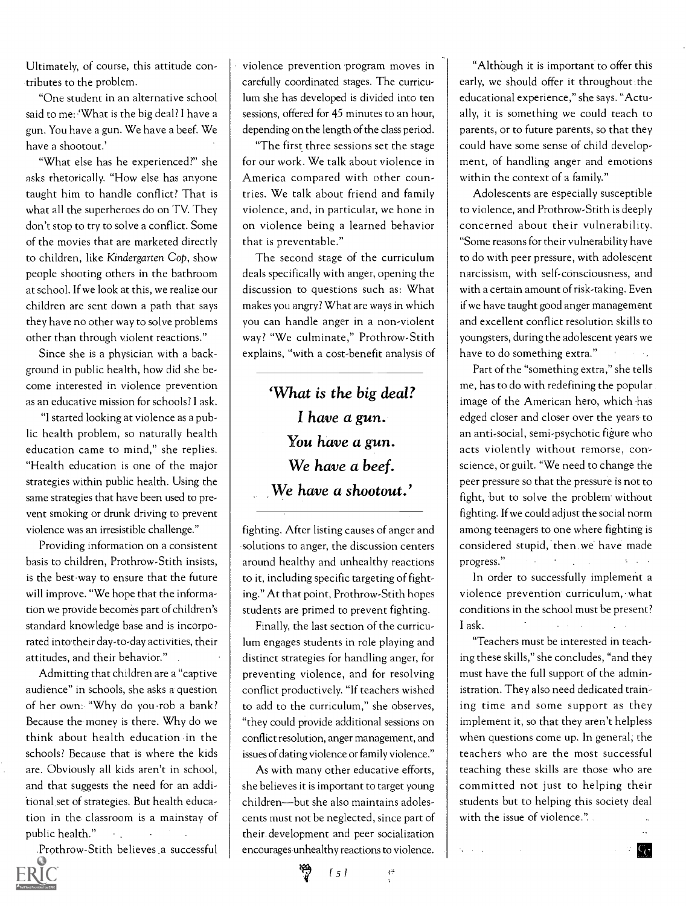Ultimately, of course, this attitude contributes to the problem.

"One student in an alternative school said to me: 'What is the big deal? I have a gun. You have a gun. We have a beef. We have a shootout.'

"What else has he experienced?" she asks rhetorically. "How else has anyone taught him to handle conflict? That is what all the superheroes do on TV. They don't stop to try to solve a conflict. Some of the movies that are marketed directly to children, like *Kindergarten Cop*, show people shooting others in the bathroom at school. If we look at this, we realize our children are sent down a path that says they have no other way to solve problems other than through violent reactions."

Since she is a physician with a background in public health, how did she become interested in violence prevention as an educative mission for schools? I ask.

"I started looking at violence as a public health problem, so naturally health education came to mind," she replies. "Health education is one of the major strategies within public health. Using the same strategies that have been used to prevent smoking or drunk driving to prevent violence was an irresistible challenge."

Providing information on a consistent basis to children, Prothrow-Stith insists, is the best way to ensure that the future will improve. "We hope that the information we provide becomes part of children's standard knowledge base and is incorporated into their day-to-day activities, their attitudes, and their behavior."

Admitting that children are a "captive audience" in schools, she asks a question of her own: "Why do you rob a bank? Because the money is there. Why do we think about health education in the schools? Because that is where the kids are. Obviously all kids aren't in school, and that suggests the need for an additional set of strategies. But health education in the classroom is a mainstay of public health."

Prothrow-Stith believes a successful violence prevention program moves in carefully coordinated stages. The curriculum she has developed is divided into ten sessions, offered for 45 minutes to an hour, depending on the length of the class period.

"The first three sessions set the stage for our work. We talk about violence in America compared with other countries. We talk about friend and family violence, and, in particular, we hone in on violence being a learned behavior that is preventable."

The second stage of the curriculum deals specifically with anger, opening the discussion to questions such as: What makes you angry? What are ways in which you can handle anger in a non-violent way? "We culminate," Prothrow-Stith explains, "with a cost-benefit analysis of fighting. After listing causes of anger and solutions to anger, the discussion centers around healthy and unhealthy reactions to it, including specific targeting of fighting." At that point, Prothrow-Stith hopes students are primed to prevent fighting.

> ***'What is the big deal? I have a gun. You have a gun. We have a beef. We have a shootout.'***

Finally, the last section of the curriculum engages students in role playing and distinct strategies for handling anger, for preventing violence, and for resolving conflict productively. "If teachers wished to add to the curriculum," she observes, "they could provide additional sessions on conflict resolution, anger management, and issues of dating violence or family violence."

As with many other educative efforts, she believes it is important to target young children—but she also maintains adolescents must not be neglected, since part of their development and peer socialization encourages unhealthy reactions to violence.

"Although it is important to offer this early, we should offer it throughout the educational experience," she says. "Actually, it is something we could teach to parents, or to future parents, so that they could have some sense of child development, of handling anger and emotions within the context of a family."

Adolescents are especially susceptible to violence, and Prothrow-Stith is deeply concerned about their vulnerability. "Some reasons for their vulnerability have to do with peer pressure, with adolescent narcissism, with self-consciousness, and with a certain amount of risk-taking. Even if we have taught good anger management and excellent conflict resolution skills to youngsters, during the adolescent years we have to do something extra."

Part of the "something extra," she tells me, has to do with redefining the popular image of the American hero, which has edged closer and closer over the years to an anti-social, semi-psychotic figure who acts violently without remorse, conscience, or guilt. "We need to change the peer pressure so that the pressure is not to fight, but to solve the problem without fighting. If we could adjust the social norm among teenagers to one where fighting is considered stupid, then we have made progress."

In order to successfully implement a violence prevention curriculum, what conditions in the school must be present? I ask.

"Teachers must be interested in teaching these skills," she concludes, "and they must have the full support of the administration. They also need dedicated training time and some support as they implement it, so that they aren't helpless when questions come up. In general, the teachers who are the most successful teaching these skills are those who are committed not just to helping their students but to helping this society deal with the issue of violence."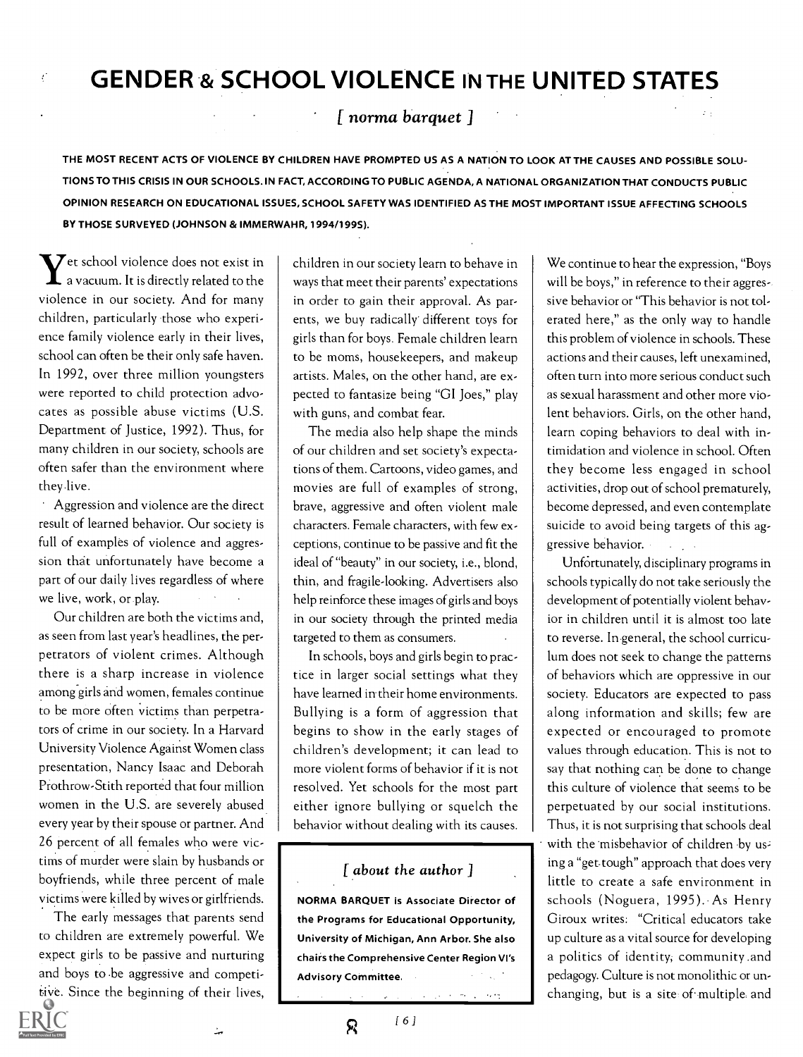# GENDER & SCHOOL VIOLENCE IN THE UNITED STATES

*[ norma barquet ]*

**THE MOST RECENT ACTS OF VIOLENCE BY CHILDREN HAVE PROMPTED US AS A NATION TO LOOK AT THE CAUSES AND POSSIBLE SOLUTIONS TO THIS CRISIS IN OUR SCHOOLS. IN FACT, ACCORDING TO PUBLIC AGENDA, A NATIONAL ORGANIZATION THAT CONDUCTS PUBLIC OPINION RESEARCH ON EDUCATIONAL ISSUES, SCHOOL SAFETY WAS IDENTIFIED AS THE MOST IMPORTANT ISSUE AFFECTING SCHOOLS BY THOSE SURVEYED (JOHNSON & IMMERWAHR, 1994/1995).**

Yet school violence does not exist in a vacuum. It is directly related to the violence in our society. And for many children, particularly those who experience family violence early in their lives, school can often be their only safe haven. In 1992, over three million youngsters were reported to child protection advocates as possible abuse victims (U.S. Department of Justice, 1992). Thus, for many children in our society, schools are often safer than the environment where they live.

Aggression and violence are the direct result of learned behavior. Our society is full of examples of violence and aggression that unfortunately have become a part of our daily lives regardless of where we live, work, or play.

Our children are both the victims and, as seen from last year's headlines, the perpetrators of violent crimes. Although there is a sharp increase in violence among girls and women, females continue to be more often victims than perpetrators of crime in our society. In a Harvard University Violence Against Women class presentation, Nancy Isaac and Deborah Prothrow-Stith reported that four million women in the U.S. are severely abused every year by their spouse or partner. And 26 percent of all females who were victims of murder were slain by husbands or boyfriends, while three percent of male victims were killed by wives or girlfriends.

The early messages that parents send to children are extremely powerful. We expect girls to be passive and nurturing and boys to be aggressive and competitive. Since the beginning of their lives, children in our society learn to behave in ways that meet their parents' expectations in order to gain their approval. As parents, we buy radically different toys for girls than for boys. Female children learn to be moms, housekeepers, and makeup artists. Males, on the other hand, are expected to fantasize being "GI Joes," play with guns, and combat fear.

The media also help shape the minds of our children and set society's expectations of them. Cartoons, video games, and movies are full of examples of strong, brave, aggressive and often violent male characters. Female characters, with few exceptions, continue to be passive and fit the ideal of "beauty" in our society, i.e., blond, thin, and fragile-looking. Advertisers also help reinforce these images of girls and boys in our society through the printed media targeted to them as consumers.

In schools, boys and girls begin to practice in larger social settings what they have learned in their home environments. Bullying is a form of aggression that begins to show in the early stages of children's development; it can lead to more violent forms of behavior if it is not resolved. Yet schools for the most part either ignore bullying or squelch the behavior without dealing with its causes.

We continue to hear the expression, "Boys will be boys," in reference to their aggressive behavior or "This behavior is not tolerated here," as the only way to handle this problem of violence in schools. These actions and their causes, left unexamined, often turn into more serious conduct such as sexual harassment and other more violent behaviors. Girls, on the other hand, learn coping behaviors to deal with intimidation and violence in school. Often they become less engaged in school activities, drop out of school prematurely, become depressed, and even contemplate suicide to avoid being targets of this aggressive behavior.

Unfortunately, disciplinary programs in schools typically do not take seriously the development of potentially violent behavior in children until it is almost too late to reverse. In general, the school curriculum does not seek to change the patterns of behaviors which are oppressive in our society. Educators are expected to pass along information and skills; few are expected or encouraged to promote values through education. This is not to say that nothing can be done to change this culture of violence that seems to be perpetuated by our social institutions. Thus, it is not surprising that schools deal with the misbehavior of children by using a "get-tough" approach that does very little to create a safe environment in schools (Noguera, 1995). As Henry Giroux writes: "Critical educators take up culture as a vital source for developing a politics of identity, community and pedagogy. Culture is not monolithic or unchanging, but is a site of multiple and

*[ about the author ]*

**NORMA BARQUET is Associate Director of the Programs for Educational Opportunity, University of Michigan, Ann Arbor. She also chairs the Comprehensive Center Region VI's Advisory Committee.**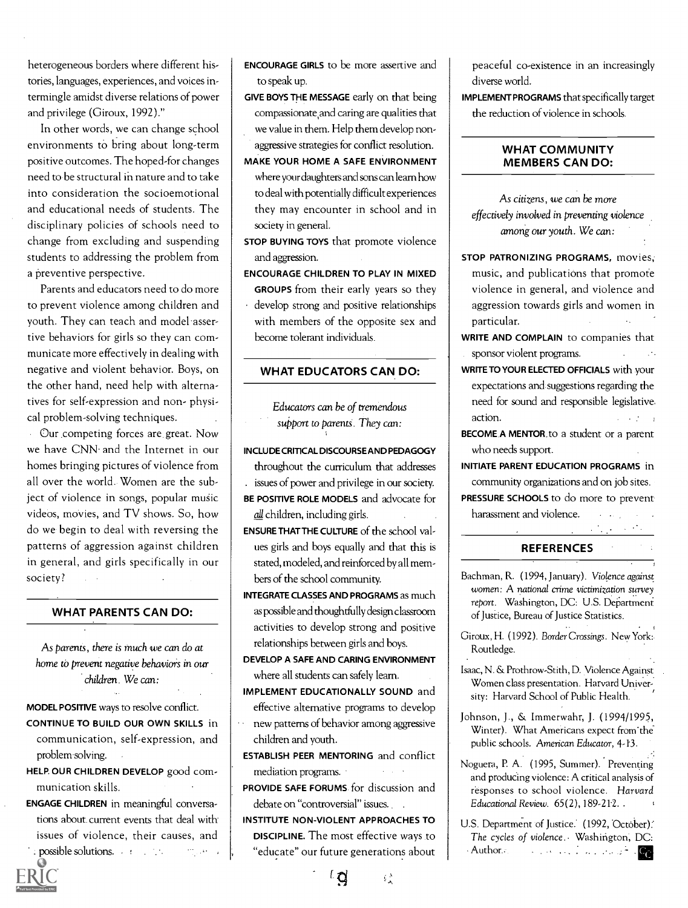heterogeneous borders where different histories, languages, experiences, and voices intermingle amidst diverse relations of power and privilege (Giroux, 1992)."

In other words, we can change school environments to bring about long-term positive outcomes. The hoped-for changes need to be structural in nature and to take into consideration the socioemotional and educational needs of students. The disciplinary policies of schools need to change from excluding and suspending students to addressing the problem from a preventive perspective.

Parents and educators need to do more to prevent violence among children and youth. They can teach and model assertive behaviors for girls so they can communicate more effectively in dealing with negative and violent behavior. Boys, on the other hand, need help with alternatives for self-expression and non- physical problem-solving techniques.

Our competing forces are great. Now we have CNN and the Internet in our homes bringing pictures of violence from all over the world. Women are the subject of violence in songs, popular music videos, movies, and TV shows. So, how do we begin to deal with reversing the patterns of aggression against children in general, and girls specifically in our society?

## WHAT PARENTS CAN DO:

*As parents, there is much we can do at home to prevent negative behaviors in our children. We can:*

**MODEL POSITIVE** ways to resolve conflict.

**CONTINUE TO BUILD OUR OWN SKILLS** in communication, self-expression, and problem solving.

**HELP OUR CHILDREN DEVELOP** good communication skills.

**ENGAGE CHILDREN** in meaningful conversations about current events that deal with issues of violence, their causes, and possible solutions.

**ENCOURAGE GIRLS** to be more assertive and to speak up.

**GIVE BOYS THE MESSAGE** early on that being compassionate and caring are qualities that we value in them. Help them develop non-aggressive strategies for conflict resolution.

**MAKE YOUR HOME A SAFE ENVIRONMENT** where your daughters and sons can learn how to deal with potentially difficult experiences they may encounter in school and in society in general.

**STOP BUYING TOYS** that promote violence and aggression.

**ENCOURAGE CHILDREN TO PLAY IN MIXED GROUPS** from their early years so they develop strong and positive relationships with members of the opposite sex and become tolerant individuals.

## WHAT EDUCATORS CAN DO:

*Educators can be of tremendous support to parents. They can:*

**INCLUDE CRITICAL DISCOURSE AND PEDAGOGY** throughout the curriculum that addresses issues of power and privilege in our society.

**BE POSITIVE ROLE MODELS** and advocate for *all* children, including girls.

**ENSURE THAT THE CULTURE** of the school values girls and boys equally and that this is stated, modeled, and reinforced by all members of the school community.

**INTEGRATE CLASSES AND PROGRAMS** as much as possible and thoughtfully design classroom activities to develop strong and positive relationships between girls and boys.

**DEVELOP A SAFE AND CARING ENVIRONMENT** where all students can safely learn.

**IMPLEMENT EDUCATIONALLY SOUND** and effective alternative programs to develop new patterns of behavior among aggressive children and youth.

**ESTABLISH PEER MENTORING** and conflict mediation programs.

**PROVIDE SAFE FORUMS** for discussion and debate on "controversial" issues.

**INSTITUTE NON-VIOLENT APPROACHES TO DISCIPLINE.** The most effective ways to "educate" our future generations about peaceful co-existence in an increasingly diverse world.

**IMPLEMENT PROGRAMS** that specifically target the reduction of violence in schools.

## WHAT COMMUNITY MEMBERS CAN DO:

*As citizens, we can be more effectively involved in preventing violence among our youth. We can:*

**STOP PATRONIZING PROGRAMS,** movies, music, and publications that promote violence in general, and violence and aggression towards girls and women in particular.

**WRITE AND COMPLAIN** to companies that sponsor violent programs.

**WRITE TO YOUR ELECTED OFFICIALS** with your expectations and suggestions regarding the need for sound and responsible legislative action.

**BECOME A MENTOR** to a student or a parent who needs support.

**INITIATE PARENT EDUCATION PROGRAMS** in community organizations and on job sites.

**PRESSURE SCHOOLS** to do more to prevent harassment and violence.

## REFERENCES

Bachman, R. (1994, January). *Violence against women: A national crime victimization survey report.* Washington, DC: U.S. Department of Justice, Bureau of Justice Statistics.

Giroux, H. (1992). *Border Crossings.* New York: Routledge.

Isaac, N. & Prothrow-Stith, D. Violence Against Women class presentation. Harvard University: Harvard School of Public Health.

Johnson, J., & Immerwahr, J. (1994/1995, Winter). What Americans expect from the public schools. *American Educator,* 4-13.

Noguera, P. A. (1995, Summer). Preventing and producing violence: A critical analysis of responses to school violence. *Harvard Educational Review.* 65(2), 189-212.

U.S. Department of Justice. (1992, October). *The cycles of violence.* Washington, DC: Author.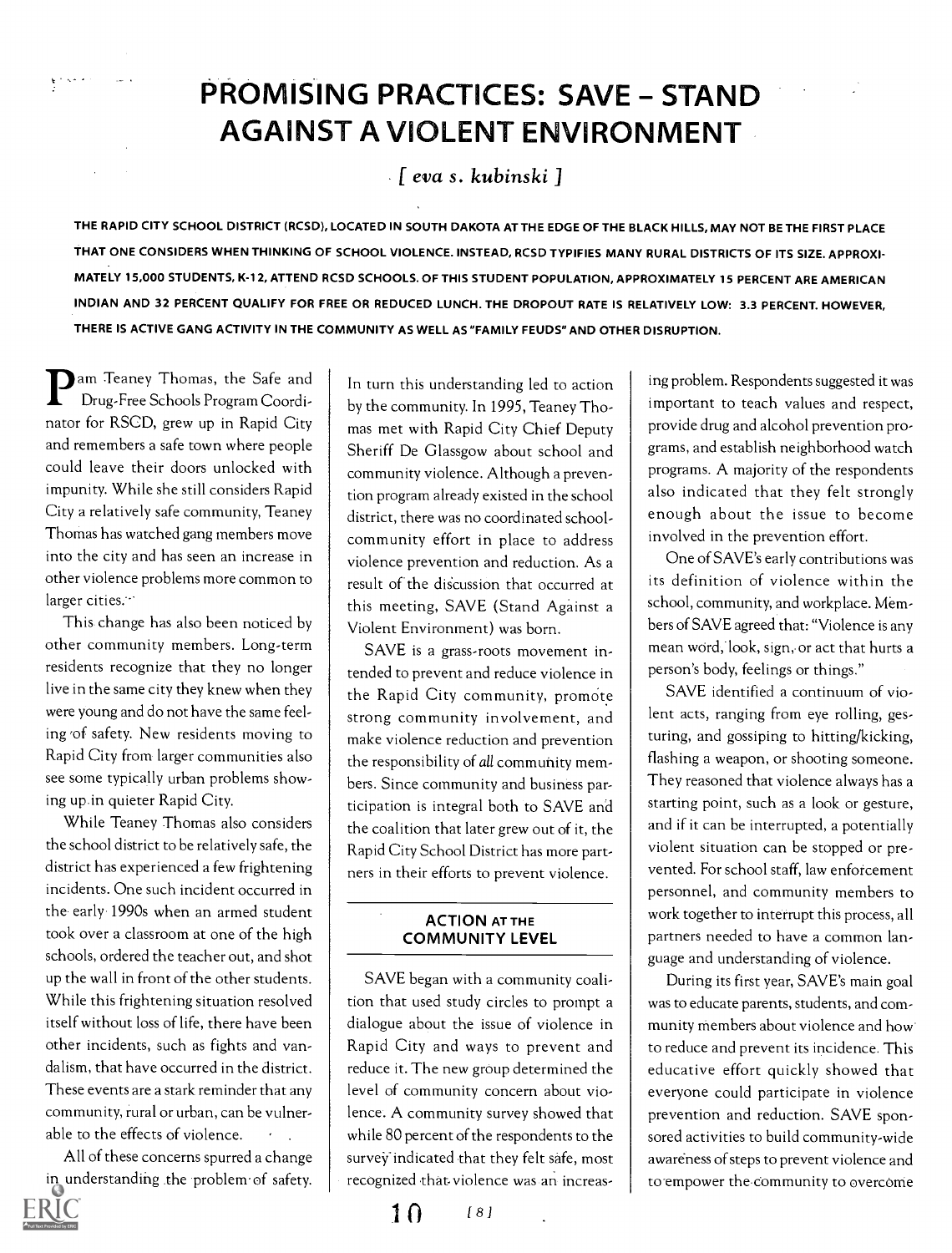# PROMISING PRACTICES: SAVE – STAND AGAINST A VIOLENT ENVIRONMENT

*[ eva s. kubinski ]*

THE RAPID CITY SCHOOL DISTRICT (RCSD), LOCATED IN SOUTH DAKOTA AT THE EDGE OF THE BLACK HILLS, MAY NOT BE THE FIRST PLACE THAT ONE CONSIDERS WHEN THINKING OF SCHOOL VIOLENCE. INSTEAD, RCSD TYPIFIES MANY RURAL DISTRICTS OF ITS SIZE. APPROXIMATELY 15,000 STUDENTS, K-12, ATTEND RCSD SCHOOLS. OF THIS STUDENT POPULATION, APPROXIMATELY 15 PERCENT ARE AMERICAN INDIAN AND 32 PERCENT QUALIFY FOR FREE OR REDUCED LUNCH. THE DROPOUT RATE IS RELATIVELY LOW: 3.3 PERCENT. HOWEVER, THERE IS ACTIVE GANG ACTIVITY IN THE COMMUNITY AS WELL AS "FAMILY FEUDS" AND OTHER DISRUPTION.

Pam Teaney Thomas, the Safe and Drug-Free Schools Program Coordinator for RSCD, grew up in Rapid City and remembers a safe town where people could leave their doors unlocked with impunity. While she still considers Rapid City a relatively safe community, Teaney Thomas has watched gang members move into the city and has seen an increase in other violence problems more common to larger cities.

This change has also been noticed by other community members. Long-term residents recognize that they no longer live in the same city they knew when they were young and do not have the same feeling of safety. New residents moving to Rapid City from larger communities also see some typically urban problems showing up in quieter Rapid City.

While Teaney Thomas also considers the school district to be relatively safe, the district has experienced a few frightening incidents. One such incident occurred in the early 1990s when an armed student took over a classroom at one of the high schools, ordered the teacher out, and shot up the wall in front of the other students. While this frightening situation resolved itself without loss of life, there have been other incidents, such as fights and vandalism, that have occurred in the district. These events are a stark reminder that any community, rural or urban, can be vulnerable to the effects of violence.

All of these concerns spurred a change in understanding the problem of safety. In turn this understanding led to action by the community. In 1995, Teaney Thomas met with Rapid City Chief Deputy Sheriff De Glassgow about school and community violence. Although a prevention program already existed in the school district, there was no coordinated school-community effort in place to address violence prevention and reduction. As a result of the discussion that occurred at this meeting, SAVE (Stand Against a Violent Environment) was born.

SAVE is a grass-roots movement intended to prevent and reduce violence in the Rapid City community, promote strong community involvement, and make violence reduction and prevention the responsibility of *all* community members. Since community and business participation is integral both to SAVE and the coalition that later grew out of it, the Rapid City School District has more partners in their efforts to prevent violence.

## ACTION AT THE COMMUNITY LEVEL

SAVE began with a community coalition that used study circles to prompt a dialogue about the issue of violence in Rapid City and ways to prevent and reduce it. The new group determined the level of community concern about violence. A community survey showed that while 80 percent of the respondents to the survey indicated that they felt safe, most recognized that violence was an increasing problem. Respondents suggested it was important to teach values and respect, provide drug and alcohol prevention programs, and establish neighborhood watch programs. A majority of the respondents also indicated that they felt strongly enough about the issue to become involved in the prevention effort.

One of SAVE's early contributions was its definition of violence within the school, community, and workplace. Members of SAVE agreed that: "Violence is any mean word, look, sign, or act that hurts a person's body, feelings or things."

SAVE identified a continuum of violent acts, ranging from eye rolling, gesturing, and gossiping to hitting/kicking, flashing a weapon, or shooting someone. They reasoned that violence always has a starting point, such as a look or gesture, and if it can be interrupted, a potentially violent situation can be stopped or prevented. For school staff, law enforcement personnel, and community members to work together to interrupt this process, all partners needed to have a common language and understanding of violence.

During its first year, SAVE's main goal was to educate parents, students, and community members about violence and how to reduce and prevent its incidence. This educative effort quickly showed that everyone could participate in violence prevention and reduction. SAVE sponsored activities to build community-wide awareness of steps to prevent violence and to empower the community to overcome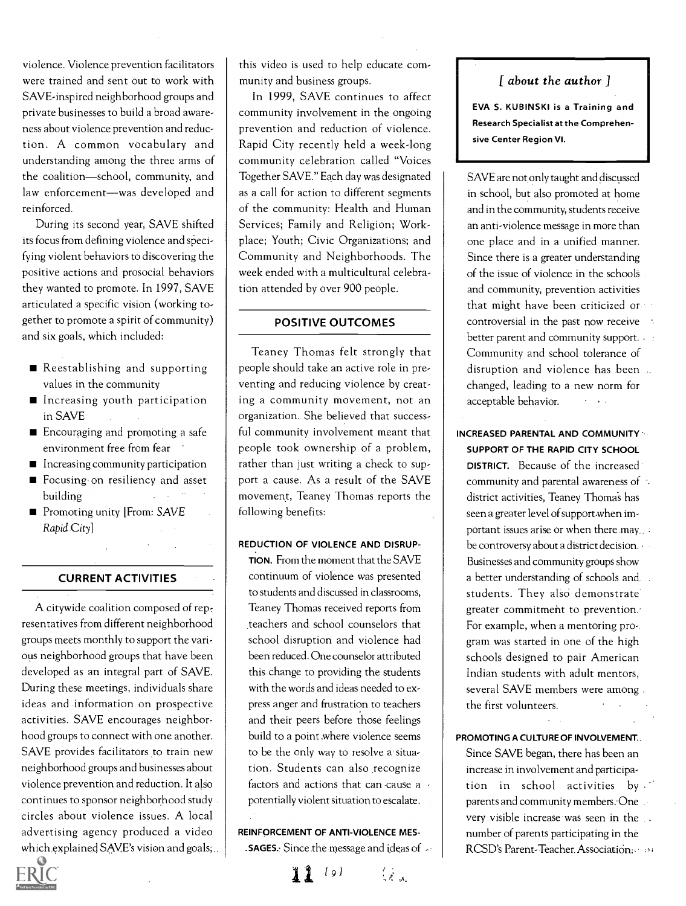violence. Violence prevention facilitators were trained and sent out to work with SAVE-inspired neighborhood groups and private businesses to build a broad awareness about violence prevention and reduction. A common vocabulary and understanding among the three arms of the coalition—school, community, and law enforcement—was developed and reinforced.

During its second year, SAVE shifted its focus from defining violence and specifying violent behaviors to discovering the positive actions and prosocial behaviors they wanted to promote. In 1997, SAVE articulated a specific vision (working together to promote a spirit of community) and six goals, which included:

- Reestablishing and supporting values in the community
- Increasing youth participation in SAVE
- Encouraging and promoting a safe environment free from fear
- Increasing community participation
- Focusing on resiliency and asset building
- Promoting unity [From: *SAVE Rapid City*]

## CURRENT ACTIVITIES

A citywide coalition composed of representatives from different neighborhood groups meets monthly to support the various neighborhood groups that have been developed as an integral part of SAVE. During these meetings, individuals share ideas and information on prospective activities. SAVE encourages neighborhood groups to connect with one another. SAVE provides facilitators to train new neighborhood groups and businesses about violence prevention and reduction. It also continues to sponsor neighborhood study circles about violence issues. A local advertising agency produced a video which explained SAVE's vision and goals; this video is used to help educate community and business groups.

In 1999, SAVE continues to affect community involvement in the ongoing prevention and reduction of violence. Rapid City recently held a week-long community celebration called "Voices Together SAVE." Each day was designated as a call for action to different segments of the community: Health and Human Services; Family and Religion; Workplace; Youth; Civic Organizations; and Community and Neighborhoods. The week ended with a multicultural celebration attended by over 900 people.

## POSITIVE OUTCOMES

Teaney Thomas felt strongly that people should take an active role in preventing and reducing violence by creating a community movement, not an organization. She believed that successful community involvement meant that people took ownership of a problem, rather than just writing a check to support a cause. As a result of the SAVE movement, Teaney Thomas reports the following benefits:

**REDUCTION OF VIOLENCE AND DISRUPTION.** From the moment that the SAVE continuum of violence was presented to students and discussed in classrooms, Teaney Thomas received reports from teachers and school counselors that school disruption and violence had been reduced. One counselor attributed this change to providing the students with the words and ideas needed to express anger and frustration to teachers and their peers before those feelings build to a point where violence seems to be the only way to resolve a situation. Students can also recognize factors and actions that can cause a potentially violent situation to escalate.

**REINFORCEMENT OF ANTI-VIOLENCE MESSAGES.** Since the message and ideas of SAVE are not only taught and discussed in school, but also promoted at home and in the community, students receive an anti-violence message in more than one place and in a unified manner. Since there is a greater understanding of the issue of violence in the schools and community, prevention activities that might have been criticized or controversial in the past now receive better parent and community support. Community and school tolerance of disruption and violence has been changed, leading to a new norm for acceptable behavior.

**INCREASED PARENTAL AND COMMUNITY SUPPORT OF THE RAPID CITY SCHOOL DISTRICT.** Because of the increased community and parental awareness of district activities, Teaney Thomas has seen a greater level of support when important issues arise or when there may be controversy about a district decision. Businesses and community groups show a better understanding of schools and students. They also demonstrate greater commitment to prevention. For example, when a mentoring program was started in one of the high schools designed to pair American Indian students with adult mentors, several SAVE members were among the first volunteers.

**PROMOTING A CULTURE OF INVOLVEMENT.** Since SAVE began, there has been an increase in involvement and participation in school activities by parents and community members. One very visible increase was seen in the number of parents participating in the RCSD's Parent-Teacher Association.

*[ about the author ]*

**EVA S. KUBINSKI is a Training and Research Specialist at the Comprehensive Center Region VI.**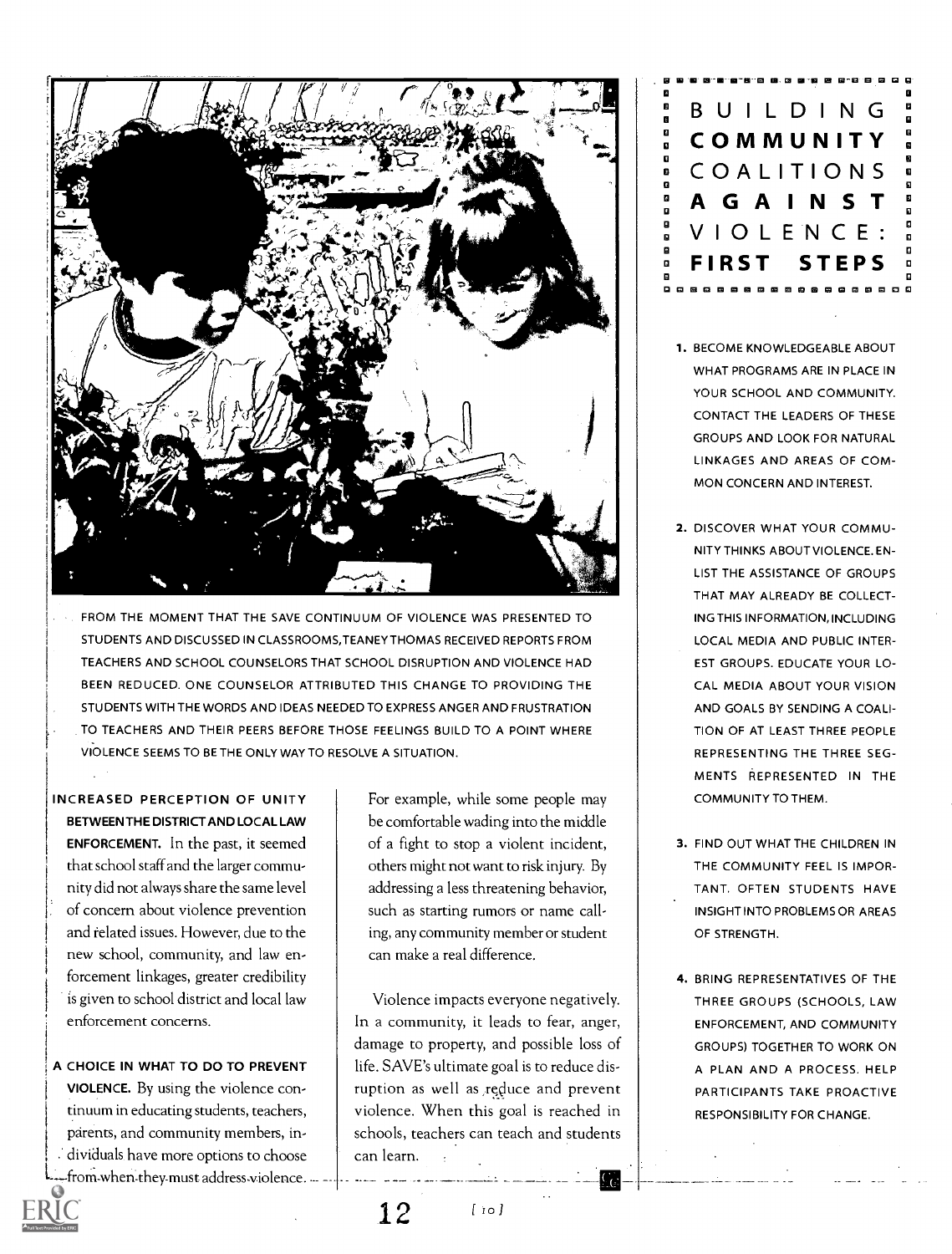FROM THE MOMENT THAT THE SAVE CONTINUUM OF VIOLENCE WAS PRESENTED TO STUDENTS AND DISCUSSED IN CLASSROOMS, TEANEY THOMAS RECEIVED REPORTS FROM TEACHERS AND SCHOOL COUNSELORS THAT SCHOOL DISRUPTION AND VIOLENCE HAD BEEN REDUCED. ONE COUNSELOR ATTRIBUTED THIS CHANGE TO PROVIDING THE STUDENTS WITH THE WORDS AND IDEAS NEEDED TO EXPRESS ANGER AND FRUSTRATION TO TEACHERS AND THEIR PEERS BEFORE THOSE FEELINGS BUILD TO A POINT WHERE VIOLENCE SEEMS TO BE THE ONLY WAY TO RESOLVE A SITUATION.

**INCREASED PERCEPTION OF UNITY BETWEEN THE DISTRICT AND LOCAL LAW ENFORCEMENT.** In the past, it seemed that school staff and the larger community did not always share the same level of concern about violence prevention and related issues. However, due to the new school, community, and law enforcement linkages, greater credibility is given to school district and local law enforcement concerns.

**A CHOICE IN WHAT TO DO TO PREVENT VIOLENCE.** By using the violence continuum in educating students, teachers, parents, and community members, individuals have more options to choose from when they must address violence. For example, while some people may be comfortable wading into the middle of a fight to stop a violent incident, others might not want to risk injury. By addressing a less threatening behavior, such as starting rumors or name calling, any community member or student can make a real difference.

Violence impacts everyone negatively. In a community, it leads to fear, anger, damage to property, and possible loss of life. SAVE's ultimate goal is to reduce disruption as well as reduce and prevent violence. When this goal is reached in schools, teachers can teach and students can learn.

## BUILDING COMMUNITY COALITIONS AGAINST VIOLENCE: FIRST STEPS

1. BECOME KNOWLEDGEABLE ABOUT WHAT PROGRAMS ARE IN PLACE IN YOUR SCHOOL AND COMMUNITY. CONTACT THE LEADERS OF THESE GROUPS AND LOOK FOR NATURAL LINKAGES AND AREAS OF COMMON CONCERN AND INTEREST.
2. DISCOVER WHAT YOUR COMMUNITY THINKS ABOUT VIOLENCE. ENLIST THE ASSISTANCE OF GROUPS THAT MAY ALREADY BE COLLECTING THIS INFORMATION, INCLUDING LOCAL MEDIA AND PUBLIC INTEREST GROUPS. EDUCATE YOUR LOCAL MEDIA ABOUT YOUR VISION AND GOALS BY SENDING A COALITION OF AT LEAST THREE PEOPLE REPRESENTING THE THREE SEGMENTS REPRESENTED IN THE COMMUNITY TO THEM.
3. FIND OUT WHAT THE CHILDREN IN THE COMMUNITY FEEL IS IMPORTANT. OFTEN STUDENTS HAVE INSIGHT INTO PROBLEMS OR AREAS OF STRENGTH.
4. BRING REPRESENTATIVES OF THE THREE GROUPS (SCHOOLS, LAW ENFORCEMENT, AND COMMUNITY GROUPS) TOGETHER TO WORK ON A PLAN AND A PROCESS. HELP PARTICIPANTS TAKE PROACTIVE RESPONSIBILITY FOR CHANGE.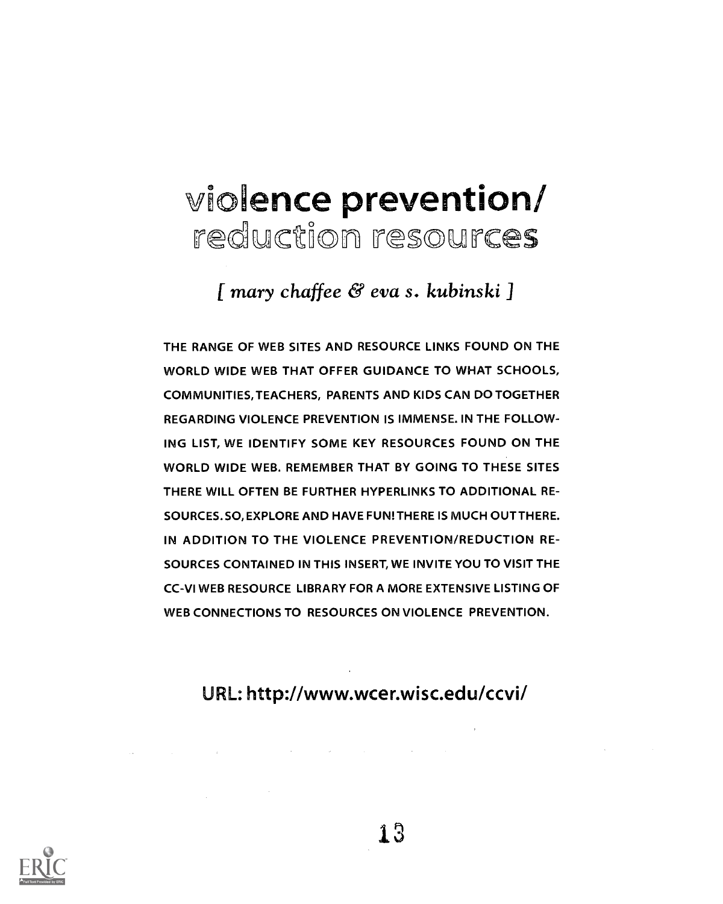# violence prevention/ reduction resources

*[ mary chaffee & eva s. kubinski ]*

THE RANGE OF WEB SITES AND RESOURCE LINKS FOUND ON THE WORLD WIDE WEB THAT OFFER GUIDANCE TO WHAT SCHOOLS, COMMUNITIES, TEACHERS, PARENTS AND KIDS CAN DO TOGETHER REGARDING VIOLENCE PREVENTION IS IMMENSE. IN THE FOLLOWING LIST, WE IDENTIFY SOME KEY RESOURCES FOUND ON THE WORLD WIDE WEB. REMEMBER THAT BY GOING TO THESE SITES THERE WILL OFTEN BE FURTHER HYPERLINKS TO ADDITIONAL RESOURCES. SO, EXPLORE AND HAVE FUN! THERE IS MUCH OUT THERE. IN ADDITION TO THE VIOLENCE PREVENTION/REDUCTION RESOURCES CONTAINED IN THIS INSERT, WE INVITE YOU TO VISIT THE CC-VI WEB RESOURCE LIBRARY FOR A MORE EXTENSIVE LISTING OF WEB CONNECTIONS TO RESOURCES ON VIOLENCE PREVENTION.

URL: http://www.wcer.wisc.edu/ccvi/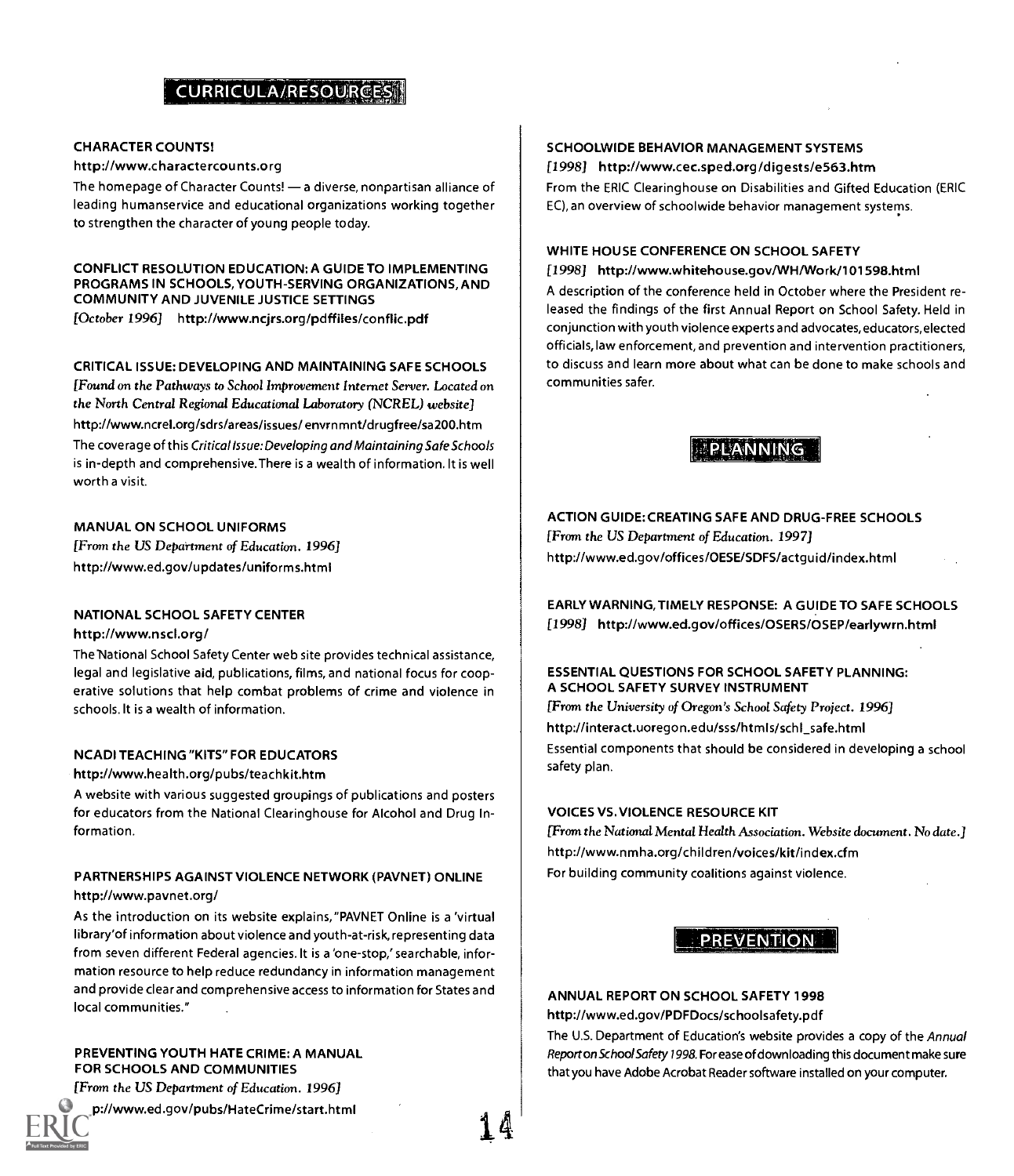## CURRICULA/RESOURCES

### CHARACTER COUNTS!

http://www.charactercounts.org

The homepage of Character Counts! — a diverse, nonpartisan alliance of leading humanservice and educational organizations working together to strengthen the character of young people today.

### CONFLICT RESOLUTION EDUCATION: A GUIDE TO IMPLEMENTING PROGRAMS IN SCHOOLS, YOUTH-SERVING ORGANIZATIONS, AND COMMUNITY AND JUVENILE JUSTICE SETTINGS

*[October 1996]* http://www.ncjrs.org/pdffiles/conflic.pdf

### CRITICAL ISSUE: DEVELOPING AND MAINTAINING SAFE SCHOOLS

*[Found on the Pathways to School Improvement Internet Server. Located on the North Central Regional Educational Laboratory (NCREL) website]*

http://www.ncrel.org/sdrs/areas/issues/ envrnmnt/drugfree/sa200.htm

The coverage of this *Critical Issue: Developing and Maintaining Safe Schools* is in-depth and comprehensive. There is a wealth of information. It is well worth a visit.

### MANUAL ON SCHOOL UNIFORMS

*[From the US Department of Education. 1996]*

http://www.ed.gov/updates/uniforms.html

### NATIONAL SCHOOL SAFETY CENTER

http://www.nscl.org/

The National School Safety Center web site provides technical assistance, legal and legislative aid, publications, films, and national focus for cooperative solutions that help combat problems of crime and violence in schools. It is a wealth of information.

### NCADI TEACHING "KITS" FOR EDUCATORS

http://www.health.org/pubs/teachkit.htm

A website with various suggested groupings of publications and posters for educators from the National Clearinghouse for Alcohol and Drug Information.

### PARTNERSHIPS AGAINST VIOLENCE NETWORK (PAVNET) ONLINE

http://www.pavnet.org/

As the introduction on its website explains, "PAVNET Online is a 'virtual library' of information about violence and youth-at-risk, representing data from seven different Federal agencies. It is a 'one-stop,' searchable, information resource to help reduce redundancy in information management and provide clear and comprehensive access to information for States and local communities."

### PREVENTING YOUTH HATE CRIME: A MANUAL FOR SCHOOLS AND COMMUNITIES

*[From the US Department of Education. 1996]*

p://www.ed.gov/pubs/HateCrime/start.html

### SCHOOLWIDE BEHAVIOR MANAGEMENT SYSTEMS

*[1998]* http://www.cec.sped.org/digests/e563.htm

From the ERIC Clearinghouse on Disabilities and Gifted Education (ERIC EC), an overview of schoolwide behavior management systems.

### WHITE HOUSE CONFERENCE ON SCHOOL SAFETY

*[1998]* http://www.whitehouse.gov/WH/Work/101598.html

A description of the conference held in October where the President released the findings of the first Annual Report on School Safety. Held in conjunction with youth violence experts and advocates, educators, elected officials, law enforcement, and prevention and intervention practitioners, to discuss and learn more about what can be done to make schools and communities safer.

## PLANNING

### ACTION GUIDE: CREATING SAFE AND DRUG-FREE SCHOOLS

*[From the US Department of Education. 1997]*

http://www.ed.gov/offices/OESE/SDFS/actguid/index.html

### EARLY WARNING, TIMELY RESPONSE: A GUIDE TO SAFE SCHOOLS

*[1998]* http://www.ed.gov/offices/OSERS/OSEP/earlywrn.html

### ESSENTIAL QUESTIONS FOR SCHOOL SAFETY PLANNING: A SCHOOL SAFETY SURVEY INSTRUMENT

*[From the University of Oregon's School Safety Project. 1996]*

http://interact.uoregon.edu/sss/htmls/schl_safe.html

Essential components that should be considered in developing a school safety plan.

### VOICES VS. VIOLENCE RESOURCE KIT

*[From the National Mental Health Association. Website document. No date.]*

http://www.nmha.org/children/voices/kit/index.cfm

For building community coalitions against violence.

## PREVENTION

### ANNUAL REPORT ON SCHOOL SAFETY 1998

http://www.ed.gov/PDFDocs/schoolsafety.pdf

The U.S. Department of Education's website provides a copy of the *Annual Report on School Safety 1998*. For ease of downloading this document make sure that you have Adobe Acrobat Reader software installed on your computer.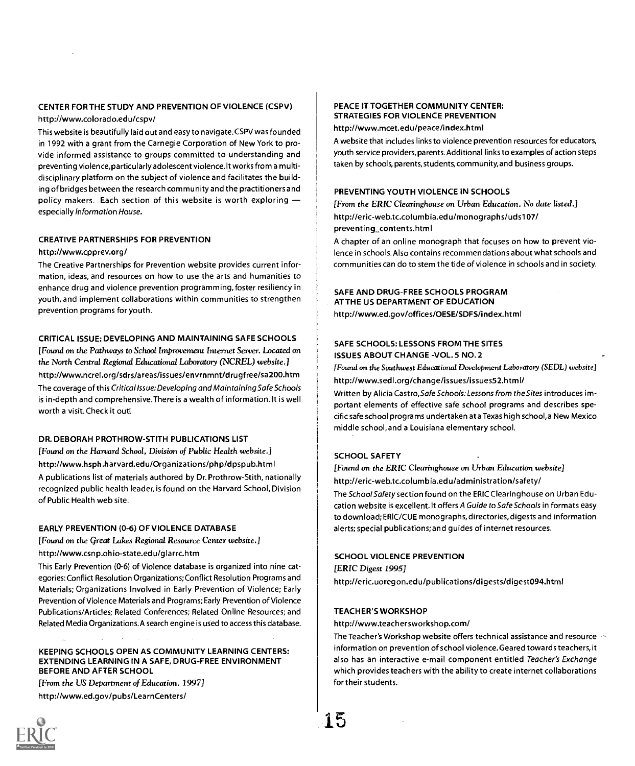### CENTER FOR THE STUDY AND PREVENTION OF VIOLENCE (CSPV)

http://www.colorado.edu/cspv/

This website is beautifully laid out and easy to navigate. CSPV was founded in 1992 with a grant from the Carnegie Corporation of New York to provide informed assistance to groups committed to understanding and preventing violence, particularly adolescent violence. It works from a multidisciplinary platform on the subject of violence and facilitates the building of bridges between the research community and the practitioners and policy makers. Each section of this website is worth exploring — especially *Information House*.

### CREATIVE PARTNERSHIPS FOR PREVENTION

http://www.cpprev.org/

The Creative Partnerships for Prevention website provides current information, ideas, and resources on how to use the arts and humanities to enhance drug and violence prevention programming, foster resiliency in youth, and implement collaborations within communities to strengthen prevention programs for youth.

### CRITICAL ISSUE: DEVELOPING AND MAINTAINING SAFE SCHOOLS

*[Found on the Pathways to School Improvement Internet Server. Located on the North Central Regional Educational Laboratory (NCREL) website.]*

http://www.ncrel.org/sdrs/areas/issues/envrnmnt/drugfree/sa200.htm

The coverage of this *Critical Issue: Developing and Maintaining Safe Schools* is in-depth and comprehensive. There is a wealth of information. It is well worth a visit. Check it out!

### DR. DEBORAH PROTHROW-STITH PUBLICATIONS LIST

*[Found on the Harvard School, Division of Public Health website.]*

http://www.hsph.harvard.edu/Organizations/php/dpspub.html

A publications list of materials authored by Dr. Prothrow-Stith, nationally recognized public health leader, is found on the Harvard School, Division of Public Health web site.

### EARLY PREVENTION (0-6) OF VIOLENCE DATABASE

*[Found on the Great Lakes Regional Resource Center website.]*

http://www.csnp.ohio-state.edu/glarrc.htm

This Early Prevention (0-6) of Violence database is organized into nine categories: Conflict Resolution Organizations; Conflict Resolution Programs and Materials; Organizations Involved in Early Prevention of Violence; Early Prevention of Violence Materials and Programs; Early Prevention of Violence Publications/Articles; Related Conferences; Related Online Resources; and Related Media Organizations. A search engine is used to access this database.

### KEEPING SCHOOLS OPEN AS COMMUNITY LEARNING CENTERS: EXTENDING LEARNING IN A SAFE, DRUG-FREE ENVIRONMENT BEFORE AND AFTER SCHOOL

*[From the US Department of Education. 1997]*

http://www.ed.gov/pubs/LearnCenters/

### PEACE IT TOGETHER COMMUNITY CENTER: STRATEGIES FOR VIOLENCE PREVENTION

http://www.mcet.edu/peace/index.html

A website that includes links to violence prevention resources for educators, youth service providers, parents. Additional links to examples of action steps taken by schools, parents, students, community, and business groups.

### PREVENTING YOUTH VIOLENCE IN SCHOOLS

*[From the ERIC Clearinghouse on Urban Education. No date listed.]*

http://eric-web.tc.columbia.edu/monographs/uds107/preventing_contents.html

A chapter of an online monograph that focuses on how to prevent violence in schools. Also contains recommendations about what schools and communities can do to stem the tide of violence in schools and in society.

### SAFE AND DRUG-FREE SCHOOLS PROGRAM AT THE US DEPARTMENT OF EDUCATION

http://www.ed.gov/offices/OESE/SDFS/index.html

### SAFE SCHOOLS: LESSONS FROM THE SITES ISSUES ABOUT CHANGE -VOL. 5 NO. 2

*[Found on the Southwest Educational Development Laboratory (SEDL) website]*

http://www.sedl.org/change/issues/issues52.html/

Written by Alicia Castro, *Safe Schools: Lessons from the Sites* introduces important elements of effective safe school programs and describes specific safe school programs undertaken at a Texas high school, a New Mexico middle school, and a Louisiana elementary school.

### SCHOOL SAFETY

*[Found on the ERIC Clearinghouse on Urban Education website]*

http://eric-web.tc.columbia.edu/administration/safety/

The *School Safety* section found on the ERIC Clearinghouse on Urban Education website is excellent. It offers *A Guide to Safe Schools* in formats easy to download; ERIC/CUE monographs, directories, digests and information alerts; special publications; and guides of internet resources.

### SCHOOL VIOLENCE PREVENTION

*[ERIC Digest 1995]*

http://eric.uoregon.edu/publications/digests/digest094.html

### TEACHER'S WORKSHOP

http://www.teachersworkshop.com/

The Teacher's Workshop website offers technical assistance and resource information on prevention of school violence. Geared towards teachers, it also has an interactive e-mail component entitled *Teacher's Exchange* which provides teachers with the ability to create internet collaborations for their students.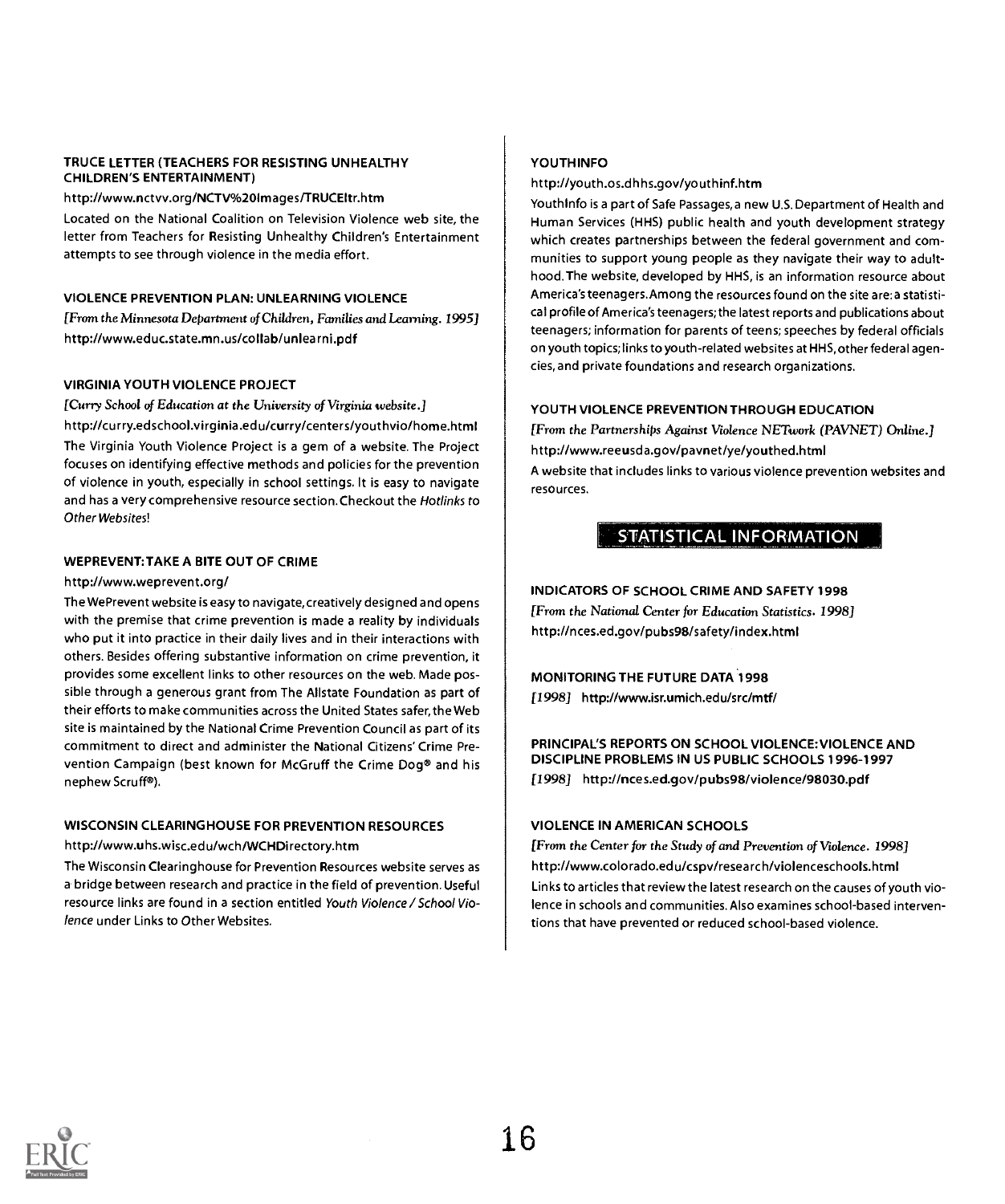### TRUCE LETTER (TEACHERS FOR RESISTING UNHEALTHY CHILDREN'S ENTERTAINMENT)

http://www.nctvv.org/NCTV%20Images/TRUCEltr.htm

Located on the National Coalition on Television Violence web site, the letter from Teachers for Resisting Unhealthy Children's Entertainment attempts to see through violence in the media effort.

### VIOLENCE PREVENTION PLAN: UNLEARNING VIOLENCE

*[From the Minnesota Department of Children, Families and Learning. 1995]*

http://www.educ.state.mn.us/collab/unlearni.pdf

### VIRGINIA YOUTH VIOLENCE PROJECT

*[Curry School of Education at the University of Virginia website.]*

http://curry.edschool.virginia.edu/curry/centers/youthvio/home.html

The Virginia Youth Violence Project is a gem of a website. The Project focuses on identifying effective methods and policies for the prevention of violence in youth, especially in school settings. It is easy to navigate and has a very comprehensive resource section. Checkout the *Hotlinks to Other Websites*!

### WEPREVENT: TAKE A BITE OUT OF CRIME

http://www.weprevent.org/

The WePrevent website is easy to navigate, creatively designed and opens with the premise that crime prevention is made a reality by individuals who put it into practice in their daily lives and in their interactions with others. Besides offering substantive information on crime prevention, it provides some excellent links to other resources on the web. Made possible through a generous grant from The Allstate Foundation as part of their efforts to make communities across the United States safer, the Web site is maintained by the National Crime Prevention Council as part of its commitment to direct and administer the National Citizens' Crime Prevention Campaign (best known for McGruff the Crime Dog® and his nephew Scruff®).

### WISCONSIN CLEARINGHOUSE FOR PREVENTION RESOURCES

http://www.uhs.wisc.edu/wch/WCHDirectory.htm

The Wisconsin Clearinghouse for Prevention Resources website serves as a bridge between research and practice in the field of prevention. Useful resource links are found in a section entitled *Youth Violence / School Violence* under Links to Other Websites.

### YOUTHINFO

http://youth.os.dhhs.gov/youthinf.htm

YouthInfo is a part of Safe Passages, a new U.S. Department of Health and Human Services (HHS) public health and youth development strategy which creates partnerships between the federal government and communities to support young people as they navigate their way to adulthood. The website, developed by HHS, is an information resource about America's teenagers. Among the resources found on the site are: a statistical profile of America's teenagers; the latest reports and publications about teenagers; information for parents of teens; speeches by federal officials on youth topics; links to youth-related websites at HHS, other federal agencies, and private foundations and research organizations.

### YOUTH VIOLENCE PREVENTION THROUGH EDUCATION

*[From the Partnerships Against Violence NETwork (PAVNET) Online.]*

http://www.reeusda.gov/pavnet/ye/youthed.html

A website that includes links to various violence prevention websites and resources.

## STATISTICAL INFORMATION

### INDICATORS OF SCHOOL CRIME AND SAFETY 1998

*[From the National Center for Education Statistics. 1998]*

http://nces.ed.gov/pubs98/safety/index.html

### MONITORING THE FUTURE DATA 1998

*[1998]* http://www.isr.umich.edu/src/mtf/

### PRINCIPAL'S REPORTS ON SCHOOL VIOLENCE: VIOLENCE AND DISCIPLINE PROBLEMS IN US PUBLIC SCHOOLS 1996-1997

*[1998]* http://nces.ed.gov/pubs98/violence/98030.pdf

### VIOLENCE IN AMERICAN SCHOOLS

*[From the Center for the Study of and Prevention of Violence. 1998]*

http://www.colorado.edu/cspv/research/violenceschools.html

Links to articles that review the latest research on the causes of youth violence in schools and communities. Also examines school-based interventions that have prevented or reduced school-based violence.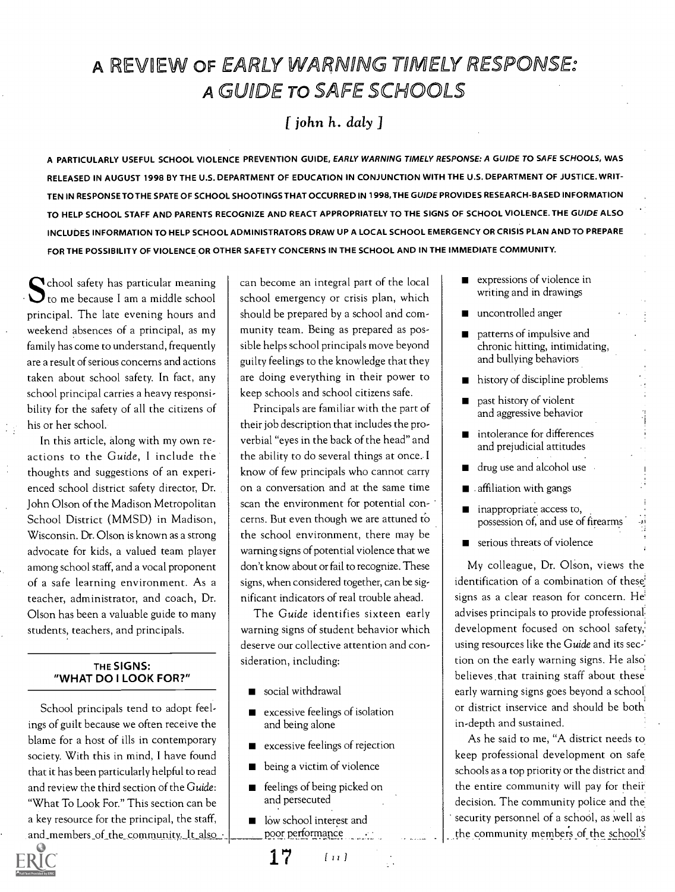# A REVIEW OF *EARLY WARNING TIMELY RESPONSE: A GUIDE TO SAFE SCHOOLS*

*[ john h. daly ]*

A PARTICULARLY USEFUL SCHOOL VIOLENCE PREVENTION GUIDE, *EARLY WARNING TIMELY RESPONSE: A GUIDE TO SAFE SCHOOLS*, WAS RELEASED IN AUGUST 1998 BY THE U.S. DEPARTMENT OF EDUCATION IN CONJUNCTION WITH THE U.S. DEPARTMENT OF JUSTICE. WRITTEN IN RESPONSE TO THE SPATE OF SCHOOL SHOOTINGS THAT OCCURRED IN 1998, THE *GUIDE* PROVIDES RESEARCH-BASED INFORMATION TO HELP SCHOOL STAFF AND PARENTS RECOGNIZE AND REACT APPROPRIATELY TO THE SIGNS OF SCHOOL VIOLENCE. THE *GUIDE* ALSO INCLUDES INFORMATION TO HELP SCHOOL ADMINISTRATORS DRAW UP A LOCAL SCHOOL EMERGENCY OR CRISIS PLAN AND TO PREPARE FOR THE POSSIBILITY OF VIOLENCE OR OTHER SAFETY CONCERNS IN THE SCHOOL AND IN THE IMMEDIATE COMMUNITY.

School safety has particular meaning to me because I am a middle school principal. The late evening hours and weekend absences of a principal, as my family has come to understand, frequently are a result of serious concerns and actions taken about school safety. In fact, any school principal carries a heavy responsibility for the safety of all the citizens of his or her school.

In this article, along with my own reactions to the *Guide*, I include the thoughts and suggestions of an experienced school district safety director, Dr. John Olson of the Madison Metropolitan School District (MMSD) in Madison, Wisconsin. Dr. Olson is known as a strong advocate for kids, a valued team player among school staff, and a vocal proponent of a safe learning environment. As a teacher, administrator, and coach, Dr. Olson has been a valuable guide to many students, teachers, and principals.

## THE SIGNS: "WHAT DO I LOOK FOR?"

School principals tend to adopt feelings of guilt because we often receive the blame for a host of ills in contemporary society. With this in mind, I have found that it has been particularly helpful to read and review the third section of the *Guide*: "What To Look For." This section can be a key resource for the principal, the staff, and members of the community. It also can become an integral part of the local school emergency or crisis plan, which should be prepared by a school and community team. Being as prepared as possible helps school principals move beyond guilty feelings to the knowledge that they are doing everything in their power to keep schools and school citizens safe.

Principals are familiar with the part of their job description that includes the proverbial "eyes in the back of the head" and the ability to do several things at once. I know of few principals who cannot carry on a conversation and at the same time scan the environment for potential concerns. But even though we are attuned to the school environment, there may be warning signs of potential violence that we don't know about or fail to recognize. These signs, when considered together, can be significant indicators of real trouble ahead.

The *Guide* identifies sixteen early warning signs of student behavior which deserve our collective attention and consideration, including:

- social withdrawal
- excessive feelings of isolation and being alone
- excessive feelings of rejection
- being a victim of violence
- feelings of being picked on and persecuted
- low school interest and poor performance
- expressions of violence in writing and in drawings
- uncontrolled anger
- patterns of impulsive and chronic hitting, intimidating, and bullying behaviors
- history of discipline problems
- past history of violent and aggressive behavior
- intolerance for differences and prejudicial attitudes
- drug use and alcohol use
- affiliation with gangs
- inappropriate access to, possession of, and use of firearms
- serious threats of violence

My colleague, Dr. Olson, views the identification of a combination of these signs as a clear reason for concern. He advises principals to provide professional development focused on school safety, using resources like the *Guide* and its section on the early warning signs. He also believes that training staff about these early warning signs goes beyond a school or district inservice and should be both in-depth and sustained.

As he said to me, "A district needs to keep professional development on safe schools as a top priority or the district and the entire community will pay for their decision. The community police and the security personnel of a school, as well as the community members of the school's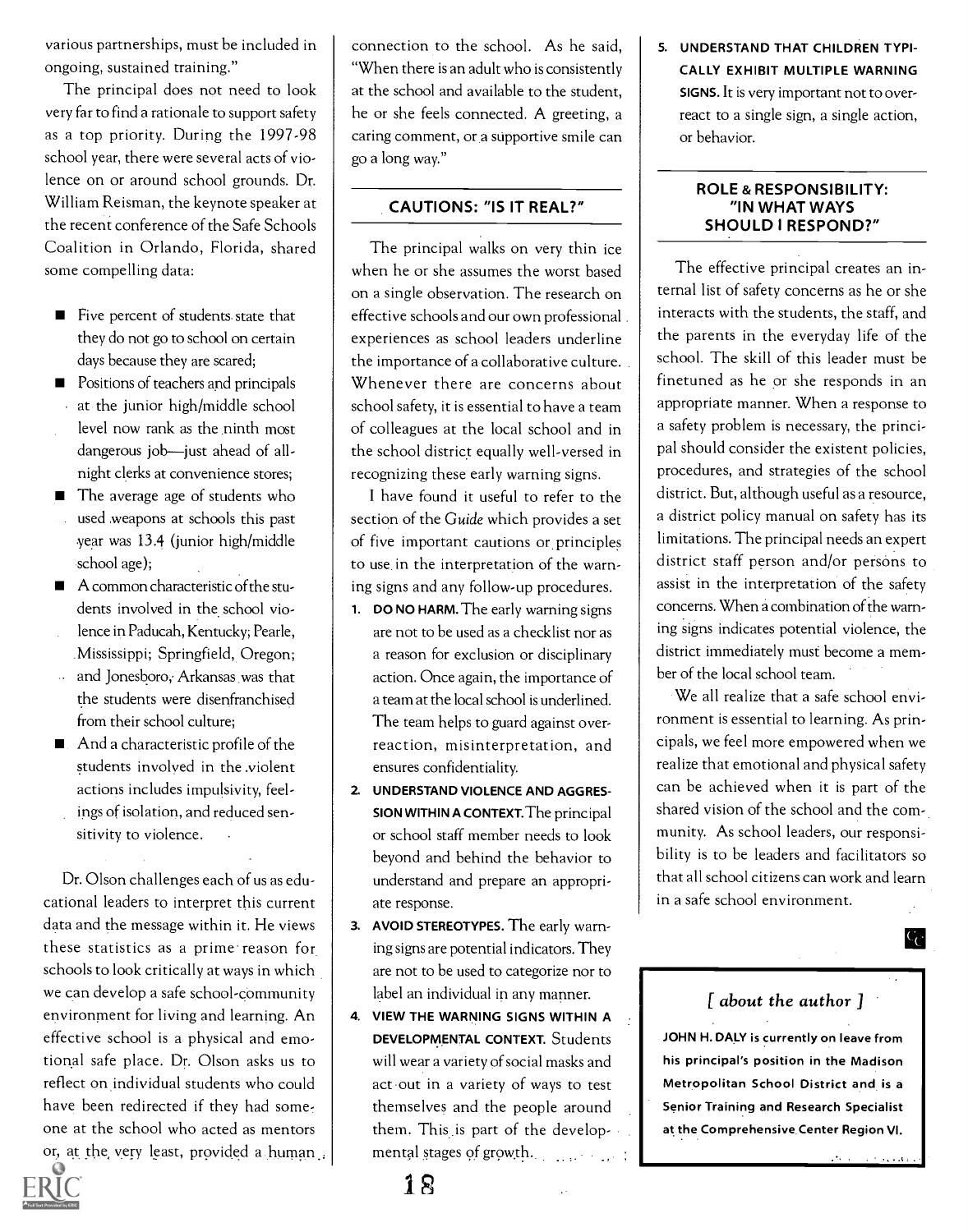various partnerships, must be included in ongoing, sustained training."

The principal does not need to look very far to find a rationale to support safety as a top priority. During the 1997-98 school year, there were several acts of violence on or around school grounds. Dr. William Reisman, the keynote speaker at the recent conference of the Safe Schools Coalition in Orlando, Florida, shared some compelling data:

- Five percent of students state that they do not go to school on certain days because they are scared;
- Positions of teachers and principals at the junior high/middle school level now rank as the ninth most dangerous job—just ahead of all-night clerks at convenience stores;
- The average age of students who used weapons at schools this past year was 13.4 (junior high/middle school age);
- A common characteristic of the students involved in the school violence in Paducah, Kentucky; Pearle, Mississippi; Springfield, Oregon; and Jonesboro, Arkansas was that the students were disenfranchised from their school culture;
- And a characteristic profile of the students involved in the violent actions includes impulsivity, feelings of isolation, and reduced sensitivity to violence.

Dr. Olson challenges each of us as educational leaders to interpret this current data and the message within it. He views these statistics as a prime reason for schools to look critically at ways in which we can develop a safe school-community environment for living and learning. An effective school is a physical and emotional safe place. Dr. Olson asks us to reflect on individual students who could have been redirected if they had someone at the school who acted as mentors or, at the very least, provided a human connection to the school. As he said, "When there is an adult who is consistently at the school and available to the student, he or she feels connected. A greeting, a caring comment, or a supportive smile can go a long way."

## CAUTIONS: "IS IT REAL?"

The principal walks on very thin ice when he or she assumes the worst based on a single observation. The research on effective schools and our own professional experiences as school leaders underline the importance of a collaborative culture. Whenever there are concerns about school safety, it is essential to have a team of colleagues at the local school and in the school district equally well-versed in recognizing these early warning signs.

I have found it useful to refer to the section of the *Guide* which provides a set of five important cautions or principles to use in the interpretation of the warning signs and any follow-up procedures.

1. **DO NO HARM.** The early warning signs are not to be used as a checklist nor as a reason for exclusion or disciplinary action. Once again, the importance of a team at the local school is underlined. The team helps to guard against overreaction, misinterpretation, and ensures confidentiality.
2. **UNDERSTAND VIOLENCE AND AGGRESSION WITHIN A CONTEXT.** The principal or school staff member needs to look beyond and behind the behavior to understand and prepare an appropriate response.
3. **AVOID STEREOTYPES.** The early warning signs are potential indicators. They are not to be used to categorize nor to label an individual in any manner.
4. **VIEW THE WARNING SIGNS WITHIN A DEVELOPMENTAL CONTEXT.** Students will wear a variety of social masks and act out in a variety of ways to test themselves and the people around them. This is part of the developmental stages of growth.
5. **UNDERSTAND THAT CHILDREN TYPICALLY EXHIBIT MULTIPLE WARNING SIGNS.** It is very important not to overreact to a single sign, a single action, or behavior.

## ROLE & RESPONSIBILITY: "IN WHAT WAYS SHOULD I RESPOND?"

The effective principal creates an internal list of safety concerns as he or she interacts with the students, the staff, and the parents in the everyday life of the school. The skill of this leader must be finetuned as he or she responds in an appropriate manner. When a response to a safety problem is necessary, the principal should consider the existent policies, procedures, and strategies of the school district. But, although useful as a resource, a district policy manual on safety has its limitations. The principal needs an expert district staff person and/or persons to assist in the interpretation of the safety concerns. When a combination of the warning signs indicates potential violence, the district immediately must become a member of the local school team.

We all realize that a safe school environment is essential to learning. As principals, we feel more empowered when we realize that emotional and physical safety can be achieved when it is part of the shared vision of the school and the community. As school leaders, our responsibility is to be leaders and facilitators so that all school citizens can work and learn in a safe school environment.

### [ about the author ]

**JOHN H. DALY is currently on leave from his principal's position in the Madison Metropolitan School District and is a Senior Training and Research Specialist at the Comprehensive Center Region VI.**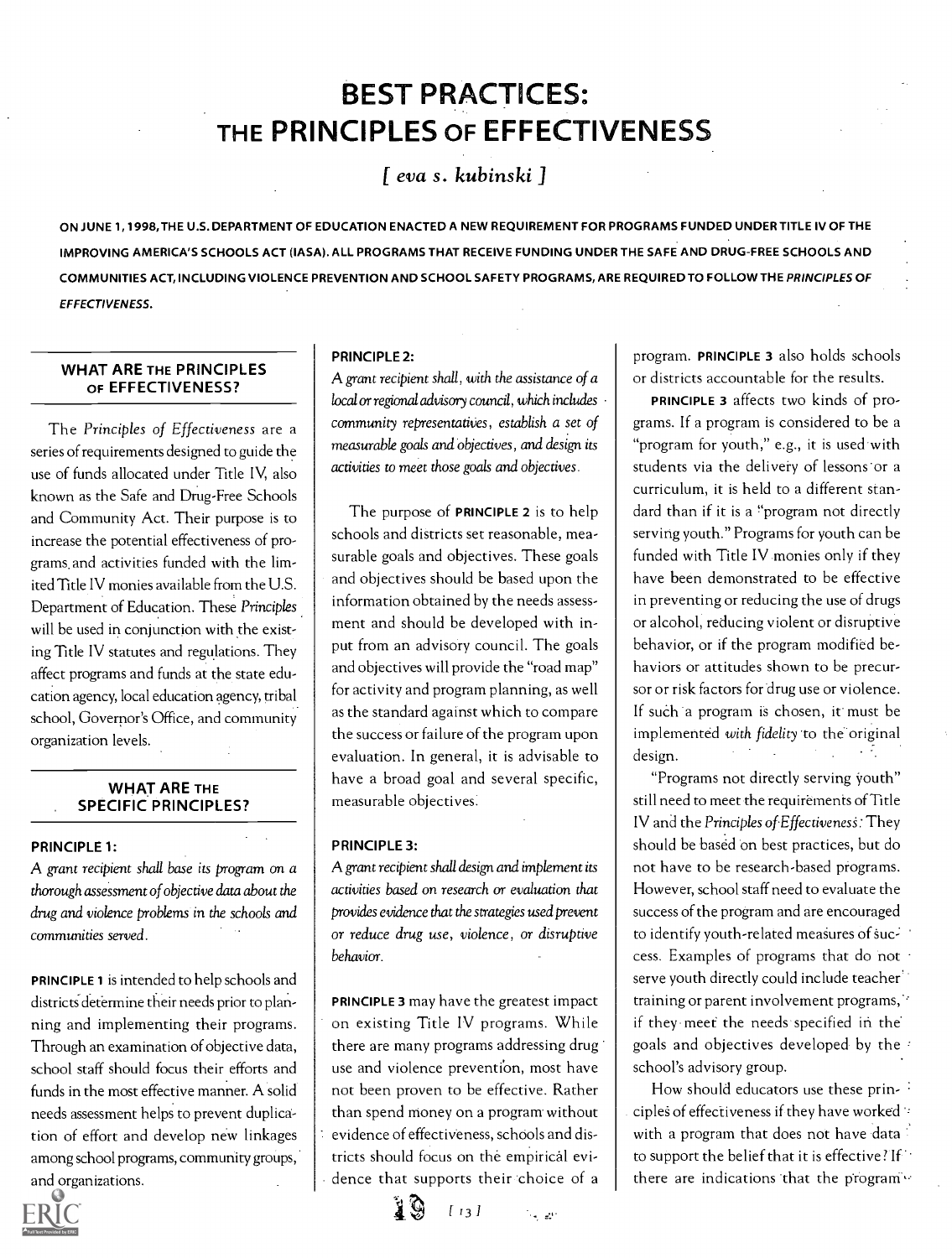# BEST PRACTICES: THE PRINCIPLES OF EFFECTIVENESS

*[ eva s. kubinski ]*

**ON JUNE 1, 1998, THE U.S. DEPARTMENT OF EDUCATION ENACTED A NEW REQUIREMENT FOR PROGRAMS FUNDED UNDER TITLE IV OF THE IMPROVING AMERICA'S SCHOOLS ACT (IASA). ALL PROGRAMS THAT RECEIVE FUNDING UNDER THE SAFE AND DRUG-FREE SCHOOLS AND COMMUNITIES ACT, INCLUDING VIOLENCE PREVENTION AND SCHOOL SAFETY PROGRAMS, ARE REQUIRED TO FOLLOW THE *PRINCIPLES OF EFFECTIVENESS*.**

## WHAT ARE THE PRINCIPLES OF EFFECTIVENESS?

The *Principles of Effectiveness* are a series of requirements designed to guide the use of funds allocated under Title IV, also known as the Safe and Drug-Free Schools and Community Act. Their purpose is to increase the potential effectiveness of programs and activities funded with the limited Title IV monies available from the U.S. Department of Education. These *Principles* will be used in conjunction with the existing Title IV statutes and regulations. They affect programs and funds at the state education agency, local education agency, tribal school, Governor's Office, and community organization levels.

## WHAT ARE THE SPECIFIC PRINCIPLES?

### PRINCIPLE 1:

*A grant recipient shall base its program on a thorough assessment of objective data about the drug and violence problems in the schools and communities served.*

**PRINCIPLE 1** is intended to help schools and districts determine their needs prior to planning and implementing their programs. Through an examination of objective data, school staff should focus their efforts and funds in the most effective manner. A solid needs assessment helps to prevent duplication of effort and develop new linkages among school programs, community groups, and organizations.

### PRINCIPLE 2:

*A grant recipient shall, with the assistance of a local or regional advisory council, which includes community representatives, establish a set of measurable goals and objectives, and design its activities to meet those goals and objectives.*

The purpose of **PRINCIPLE 2** is to help schools and districts set reasonable, measurable goals and objectives. These goals and objectives should be based upon the information obtained by the needs assessment and should be developed with input from an advisory council. The goals and objectives will provide the "road map" for activity and program planning, as well as the standard against which to compare the success or failure of the program upon evaluation. In general, it is advisable to have a broad goal and several specific, measurable objectives.

### PRINCIPLE 3:

*A grant recipient shall design and implement its activities based on research or evaluation that provides evidence that the strategies used prevent or reduce drug use, violence, or disruptive behavior.*

**PRINCIPLE 3** may have the greatest impact on existing Title IV programs. While there are many programs addressing drug use and violence prevention, most have not been proven to be effective. Rather than spend money on a program without evidence of effectiveness, schools and districts should focus on the empirical evidence that supports their choice of a program. **PRINCIPLE 3** also holds schools or districts accountable for the results.

**PRINCIPLE 3** affects two kinds of programs. If a program is considered to be a "program for youth," e.g., it is used with students via the delivery of lessons or a curriculum, it is held to a different standard than if it is a "program not directly serving youth." Programs for youth can be funded with Title IV monies only if they have been demonstrated to be effective in preventing or reducing the use of drugs or alcohol, reducing violent or disruptive behavior, or if the program modified behaviors or attitudes shown to be precursor or risk factors for drug use or violence. If such a program is chosen, it must be implemented *with fidelity* to the original design.

"Programs not directly serving youth" still need to meet the requirements of Title IV and the *Principles of Effectiveness*. They should be based on best practices, but do not have to be research-based programs. However, school staff need to evaluate the success of the program and are encouraged to identify youth-related measures of success. Examples of programs that do not serve youth directly could include teacher training or parent involvement programs, if they meet the needs specified in the goals and objectives developed by the school's advisory group.

How should educators use these principles of effectiveness if they have worked with a program that does not have data to support the belief that it is effective? If there are indications that the program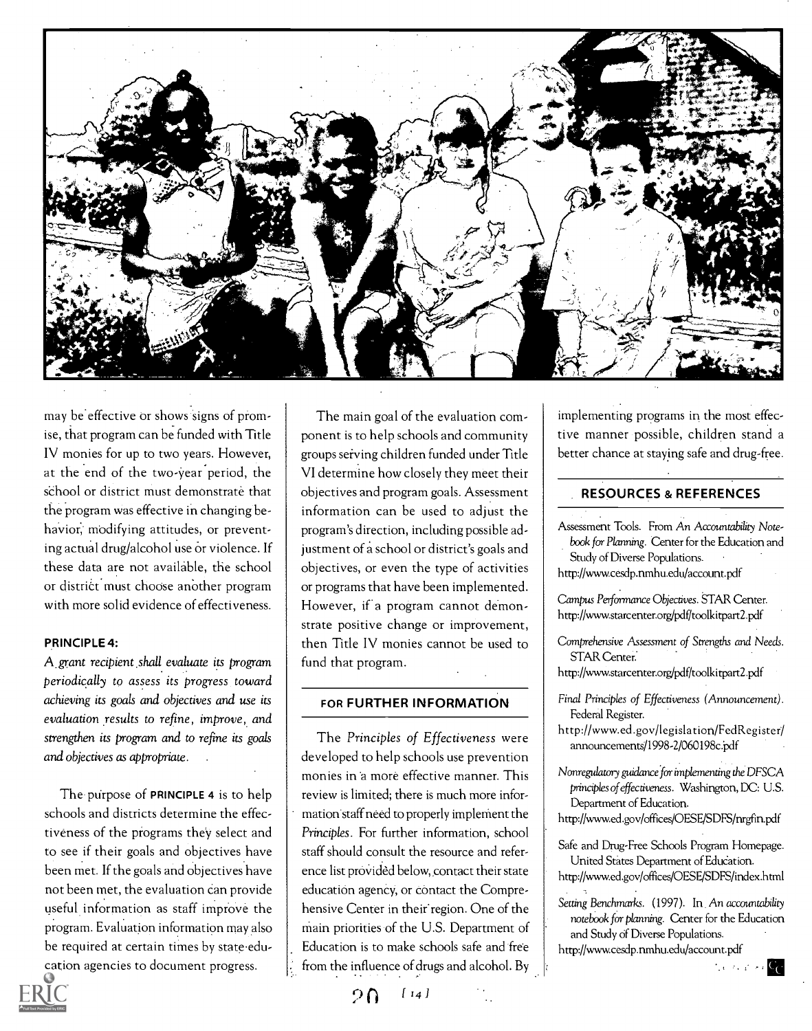may be effective or shows signs of promise, that program can be funded with Title IV monies for up to two years. However, at the end of the two-year period, the school or district must demonstrate that the program was effective in changing behavior, modifying attitudes, or preventing actual drug/alcohol use or violence. If these data are not available, the school or district must choose another program with more solid evidence of effectiveness.

**PRINCIPLE 4:**

*A grant recipient shall evaluate its program periodically to assess its progress toward achieving its goals and objectives and use its evaluation results to refine, improve, and strengthen its program and to refine its goals and objectives as appropriate.*

The purpose of **PRINCIPLE 4** is to help schools and districts determine the effectiveness of the programs they select and to see if their goals and objectives have been met. If the goals and objectives have not been met, the evaluation can provide useful information as staff improve the program. Evaluation information may also be required at certain times by state education agencies to document progress.

The main goal of the evaluation component is to help schools and community groups serving children funded under Title VI determine how closely they meet their objectives and program goals. Assessment information can be used to adjust the program's direction, including possible adjustment of a school or district's goals and objectives, or even the type of activities or programs that have been implemented. However, if a program cannot demonstrate positive change or improvement, then Title IV monies cannot be used to fund that program.

## FOR FURTHER INFORMATION

The *Principles of Effectiveness* were developed to help schools use prevention monies in a more effective manner. This review is limited; there is much more information staff need to properly implement the *Principles*. For further information, school staff should consult the resource and reference list provided below, contact their state education agency, or contact the Comprehensive Center in their region. One of the main priorities of the U.S. Department of Education is to make schools safe and free from the influence of drugs and alcohol. By implementing programs in the most effective manner possible, children stand a better chance at staying safe and drug-free.

## RESOURCES & REFERENCES

Assessment Tools. From *An Accountability Notebook for Planning*. Center for the Education and Study of Diverse Populations.
http://www.cesdp.nmhu.edu/account.pdf

*Campus Performance Objectives*. STAR Center.
http://www.starcenter.org/pdf/toolkitpart2.pdf

*Comprehensive Assessment of Strengths and Needs*. STAR Center.
http://www.starcenter.org/pdf/toolkitpart2.pdf

*Final Principles of Effectiveness (Announcement)*. Federal Register.
http://www.ed.gov/legislation/FedRegister/announcements/1998-2/060198c.pdf

*Nonregulatory guidance for implementing the DFSCA principles of effectiveness*. Washington, DC: U.S. Department of Education.
http://www.ed.gov/offices/OESE/SDFS/nrgfin.pdf

Safe and Drug-Free Schools Program Homepage. United States Department of Education.
http://www.ed.gov/offices/OESE/SDFS/index.html

*Setting Benchmarks*. (1997). In *An accountability notebook for planning*. Center for the Education and Study of Diverse Populations.
http://www.cesdp.nmhu.edu/account.pdf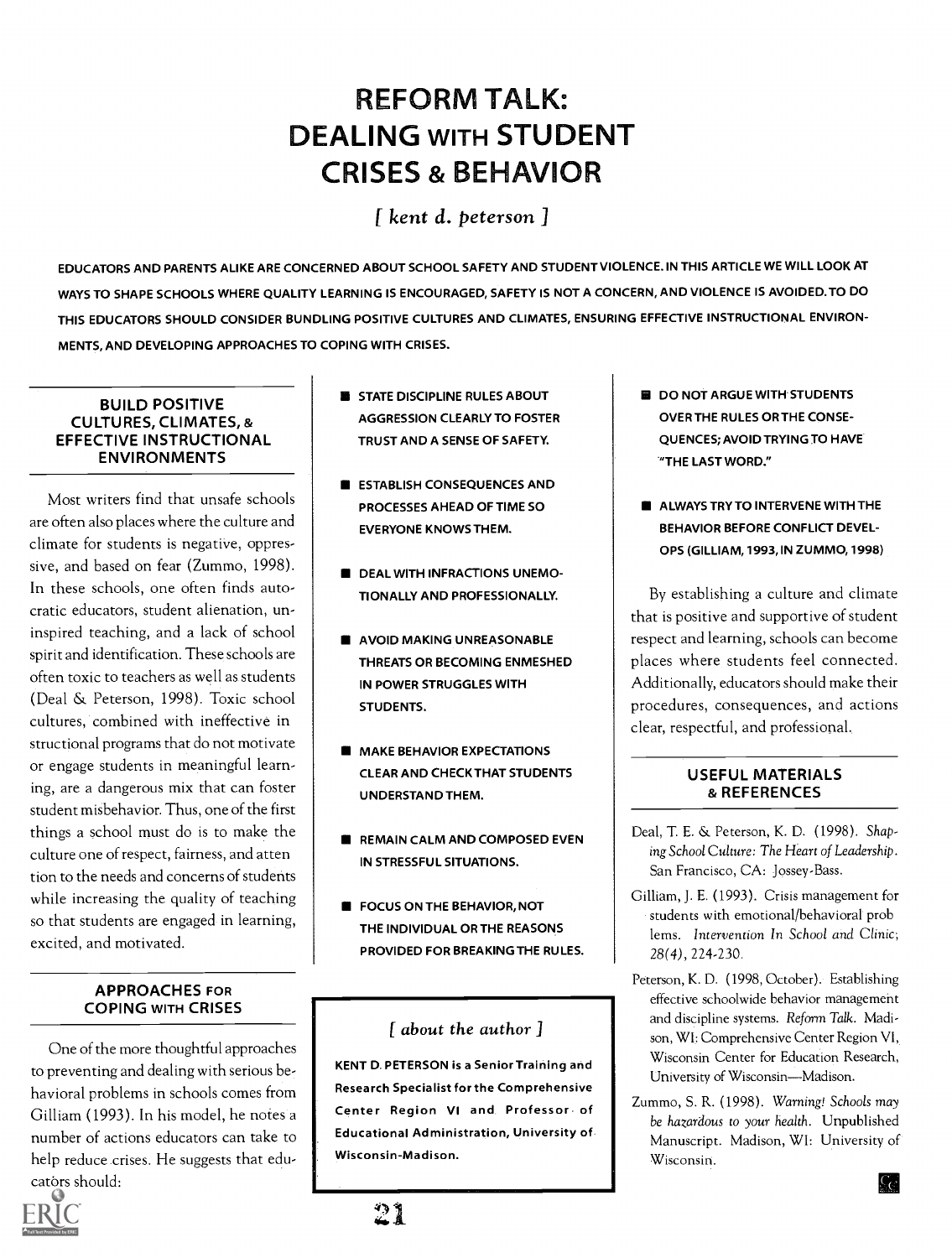# REFORM TALK: DEALING WITH STUDENT CRISES & BEHAVIOR

*[ kent d. peterson ]*

EDUCATORS AND PARENTS ALIKE ARE CONCERNED ABOUT SCHOOL SAFETY AND STUDENT VIOLENCE. IN THIS ARTICLE WE WILL LOOK AT WAYS TO SHAPE SCHOOLS WHERE QUALITY LEARNING IS ENCOURAGED, SAFETY IS NOT A CONCERN, AND VIOLENCE IS AVOIDED. TO DO THIS EDUCATORS SHOULD CONSIDER BUNDLING POSITIVE CULTURES AND CLIMATES, ENSURING EFFECTIVE INSTRUCTIONAL ENVIRONMENTS, AND DEVELOPING APPROACHES TO COPING WITH CRISES.

## BUILD POSITIVE CULTURES, CLIMATES, & EFFECTIVE INSTRUCTIONAL ENVIRONMENTS

Most writers find that unsafe schools are often also places where the culture and climate for students is negative, oppressive, and based on fear (Zummo, 1998). In these schools, one often finds autocratic educators, student alienation, uninspired teaching, and a lack of school spirit and identification. These schools are often toxic to teachers as well as students (Deal & Peterson, 1998). Toxic school cultures, combined with ineffective instructional programs that do not motivate or engage students in meaningful learning, are a dangerous mix that can foster student misbehavior. Thus, one of the first things a school must do is to make the culture one of respect, fairness, and attention to the needs and concerns of students while increasing the quality of teaching so that students are engaged in learning, excited, and motivated.

## APPROACHES FOR COPING WITH CRISES

One of the more thoughtful approaches to preventing and dealing with serious behavioral problems in schools comes from Gilliam (1993). In his model, he notes a number of actions educators can take to help reduce crises. He suggests that educators should:

- STATE DISCIPLINE RULES ABOUT AGGRESSION CLEARLY TO FOSTER TRUST AND A SENSE OF SAFETY.
- ESTABLISH CONSEQUENCES AND PROCESSES AHEAD OF TIME SO EVERYONE KNOWS THEM.
- DEAL WITH INFRACTIONS UNEMOTIONALLY AND PROFESSIONALLY.
- AVOID MAKING UNREASONABLE THREATS OR BECOMING ENMESHED IN POWER STRUGGLES WITH STUDENTS.
- MAKE BEHAVIOR EXPECTATIONS CLEAR AND CHECK THAT STUDENTS UNDERSTAND THEM.
- REMAIN CALM AND COMPOSED EVEN IN STRESSFUL SITUATIONS.
- FOCUS ON THE BEHAVIOR, NOT THE INDIVIDUAL OR THE REASONS PROVIDED FOR BREAKING THE RULES.
- DO NOT ARGUE WITH STUDENTS OVER THE RULES OR THE CONSEQUENCES; AVOID TRYING TO HAVE "THE LAST WORD."
- ALWAYS TRY TO INTERVENE WITH THE BEHAVIOR BEFORE CONFLICT DEVELOPS (GILLIAM, 1993, IN ZUMMO, 1998)

By establishing a culture and climate that is positive and supportive of student respect and learning, schools can become places where students feel connected. Additionally, educators should make their procedures, consequences, and actions clear, respectful, and professional.

## USEFUL MATERIALS & REFERENCES

Deal, T. E. & Peterson, K. D. (1998). *Shaping School Culture: The Heart of Leadership*. San Francisco, CA: Jossey-Bass.

Gilliam, J. E. (1993). Crisis management for students with emotional/behavioral problems. *Intervention In School and Clinic*, *28(4)*, 224-230.

Peterson, K. D. (1998, October). Establishing effective schoolwide behavior management and discipline systems. *Reform Talk*. Madison, WI: Comprehensive Center Region VI, Wisconsin Center for Education Research, University of Wisconsin—Madison.

Zummo, S. R. (1998). *Warning! Schools may be hazardous to your health*. Unpublished Manuscript. Madison, WI: University of Wisconsin.

### *[ about the author ]*

**KENT D. PETERSON is a Senior Training and Research Specialist for the Comprehensive Center Region VI and Professor of Educational Administration, University of Wisconsin-Madison.**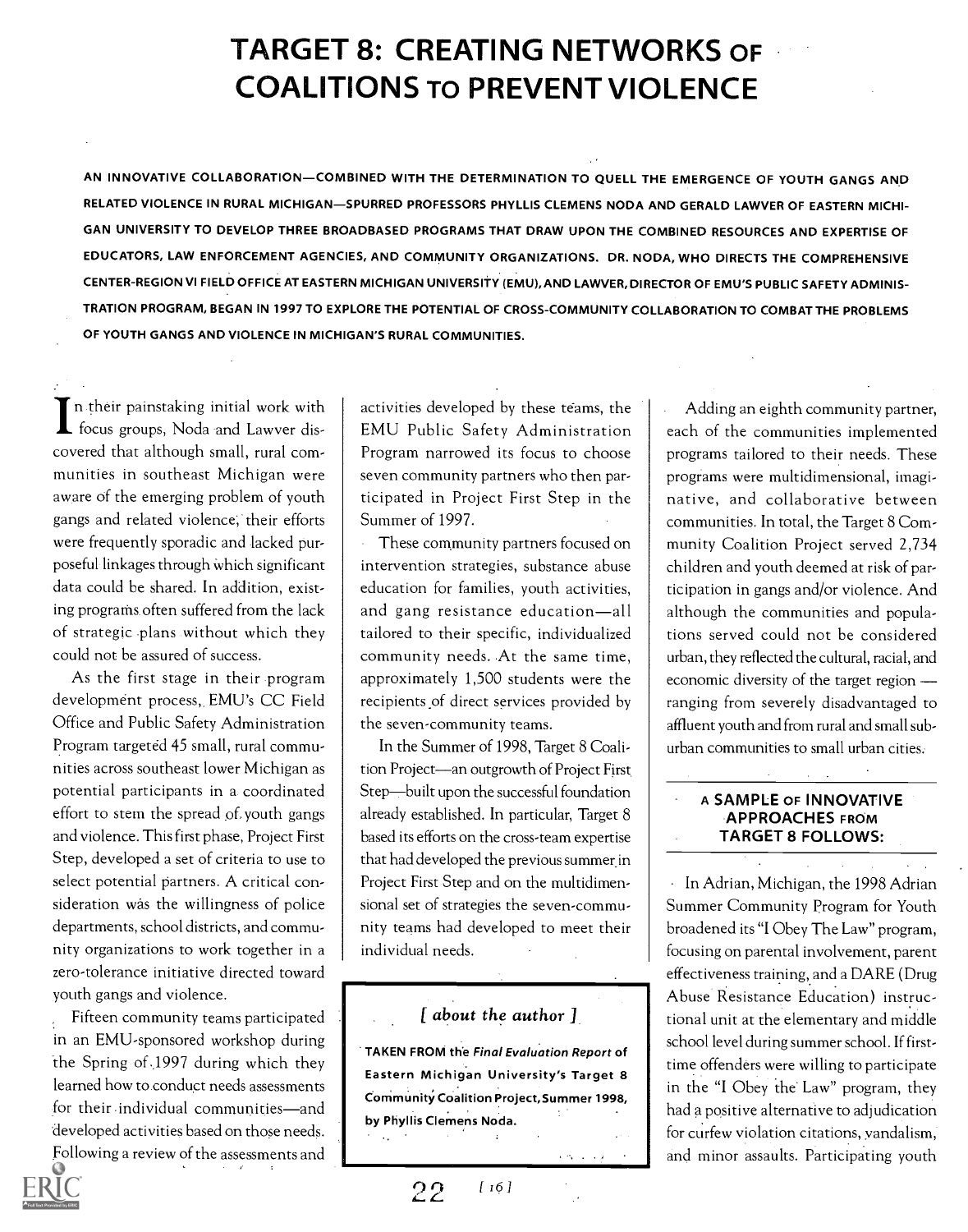# TARGET 8: CREATING NETWORKS OF COALITIONS TO PREVENT VIOLENCE

**AN INNOVATIVE COLLABORATION—COMBINED WITH THE DETERMINATION TO QUELL THE EMERGENCE OF YOUTH GANGS AND RELATED VIOLENCE IN RURAL MICHIGAN—SPURRED PROFESSORS PHYLLIS CLEMENS NODA AND GERALD LAWVER OF EASTERN MICHIGAN UNIVERSITY TO DEVELOP THREE BROADBASED PROGRAMS THAT DRAW UPON THE COMBINED RESOURCES AND EXPERTISE OF EDUCATORS, LAW ENFORCEMENT AGENCIES, AND COMMUNITY ORGANIZATIONS. DR. NODA, WHO DIRECTS THE COMPREHENSIVE CENTER-REGION VI FIELD OFFICE AT EASTERN MICHIGAN UNIVERSITY (EMU), AND LAWVER, DIRECTOR OF EMU'S PUBLIC SAFETY ADMINISTRATION PROGRAM, BEGAN IN 1997 TO EXPLORE THE POTENTIAL OF CROSS-COMMUNITY COLLABORATION TO COMBAT THE PROBLEMS OF YOUTH GANGS AND VIOLENCE IN MICHIGAN'S RURAL COMMUNITIES.**

In their painstaking initial work with focus groups, Noda and Lawver discovered that although small, rural communities in southeast Michigan were aware of the emerging problem of youth gangs and related violence, their efforts were frequently sporadic and lacked purposeful linkages through which significant data could be shared. In addition, existing programs often suffered from the lack of strategic plans without which they could not be assured of success.

As the first stage in their program development process, EMU's CC Field Office and Public Safety Administration Program targeted 45 small, rural communities across southeast lower Michigan as potential participants in a coordinated effort to stem the spread of youth gangs and violence. This first phase, Project First Step, developed a set of criteria to use to select potential partners. A critical consideration was the willingness of police departments, school districts, and community organizations to work together in a zero-tolerance initiative directed toward youth gangs and violence.

Fifteen community teams participated in an EMU-sponsored workshop during the Spring of 1997 during which they learned how to conduct needs assessments for their individual communities—and developed activities based on those needs. Following a review of the assessments and activities developed by these teams, the EMU Public Safety Administration Program narrowed its focus to choose seven community partners who then participated in Project First Step in the Summer of 1997.

These community partners focused on intervention strategies, substance abuse education for families, youth activities, and gang resistance education—all tailored to their specific, individualized community needs. At the same time, approximately 1,500 students were the recipients of direct services provided by the seven-community teams.

In the Summer of 1998, Target 8 Coalition Project—an outgrowth of Project First Step—built upon the successful foundation already established. In particular, Target 8 based its efforts on the cross-team expertise that had developed the previous summer in Project First Step and on the multidimensional set of strategies the seven-community teams had developed to meet their individual needs.

> *[ about the author ]*
>
> **TAKEN FROM the *Final Evaluation Report* of Eastern Michigan University's Target 8 Community Coalition Project, Summer 1998, by Phyllis Clemens Noda.**

Adding an eighth community partner, each of the communities implemented programs tailored to their needs. These programs were multidimensional, imaginative, and collaborative between communities. In total, the Target 8 Community Coalition Project served 2,734 children and youth deemed at risk of participation in gangs and/or violence. And although the communities and populations served could not be considered urban, they reflected the cultural, racial, and economic diversity of the target region — ranging from severely disadvantaged to affluent youth and from rural and small suburban communities to small urban cities.

### A SAMPLE OF INNOVATIVE APPROACHES FROM TARGET 8 FOLLOWS:

In Adrian, Michigan, the 1998 Adrian Summer Community Program for Youth broadened its "I Obey The Law" program, focusing on parental involvement, parent effectiveness training, and a DARE (Drug Abuse Resistance Education) instructional unit at the elementary and middle school level during summer school. If first-time offenders were willing to participate in the "I Obey the Law" program, they had a positive alternative to adjudication for curfew violation citations, vandalism, and minor assaults. Participating youth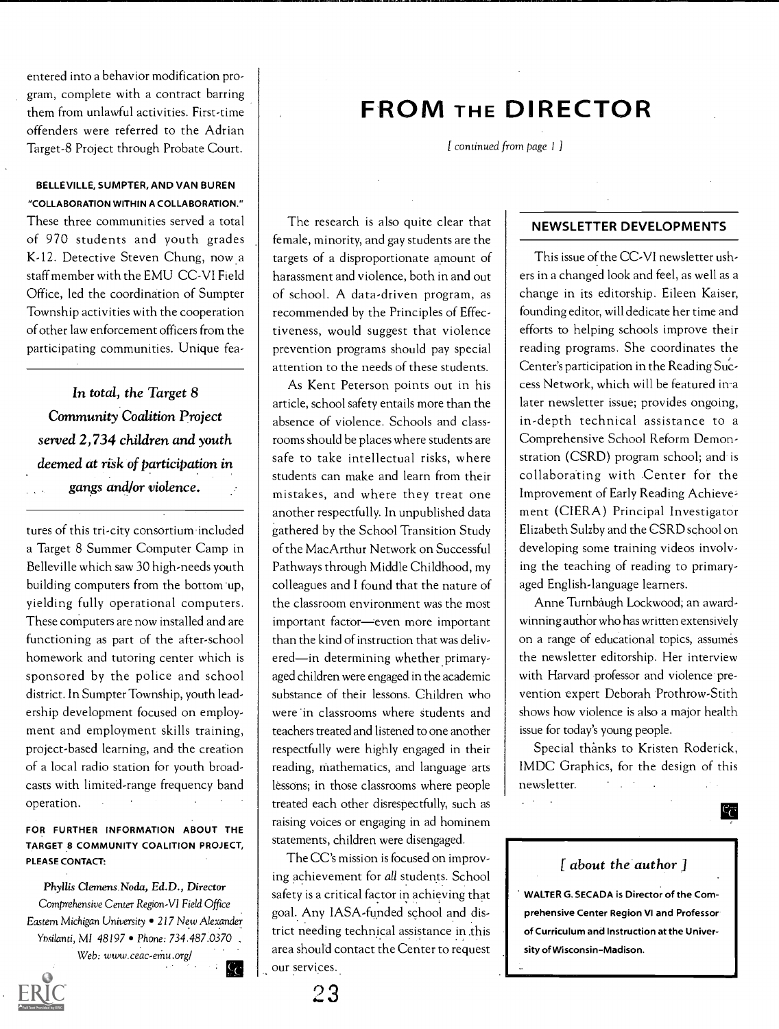entered into a behavior modification program, complete with a contract barring them from unlawful activities. First-time offenders were referred to the Adrian Target-8 Project through Probate Court.

**BELLEVILLE, SUMPTER, AND VAN BUREN "COLLABORATION WITHIN A COLLABORATION."** These three communities served a total of 970 students and youth grades K-12. Detective Steven Chung, now a staff member with the EMU CC-VI Field Office, led the coordination of Sumpter Township activities with the cooperation of other law enforcement officers from the participating communities. Unique features of this tri-city consortium included a Target 8 Summer Computer Camp in Belleville which saw 30 high-needs youth building computers from the bottom up, yielding fully operational computers. These computers are now installed and are functioning as part of the after-school homework and tutoring center which is sponsored by the police and school district. In Sumpter Township, youth leadership development focused on employment and employment skills training, project-based learning, and the creation of a local radio station for youth broadcasts with limited-range frequency band operation.

*In total, the Target 8 Community Coalition Project served 2,734 children and youth deemed at risk of participation in gangs and/or violence.*

**FOR FURTHER INFORMATION ABOUT THE TARGET 8 COMMUNITY COALITION PROJECT, PLEASE CONTACT:**

*Phyllis Clemens Noda, Ed.D., Director*
*Comprehensive Center Region-VI Field Office*
*Eastern Michigan University • 217 New Alexander*
*Ypsilanti, MI 48197 • Phone: 734.487.0370*
*Web: www.ceac-emu.org/*

# FROM THE DIRECTOR

*[ continued from page 1 ]*

The research is also quite clear that female, minority, and gay students are the targets of a disproportionate amount of harassment and violence, both in and out of school. A data-driven program, as recommended by the Principles of Effectiveness, would suggest that violence prevention programs should pay special attention to the needs of these students.

As Kent Peterson points out in his article, school safety entails more than the absence of violence. Schools and classrooms should be places where students are safe to take intellectual risks, where students can make and learn from their mistakes, and where they treat one another respectfully. In unpublished data gathered by the School Transition Study of the MacArthur Network on Successful Pathways through Middle Childhood, my colleagues and I found that the nature of the classroom environment was the most important factor—even more important than the kind of instruction that was delivered—in determining whether primary-aged children were engaged in the academic substance of their lessons. Children who were in classrooms where students and teachers treated and listened to one another respectfully were highly engaged in their reading, mathematics, and language arts lessons; in those classrooms where people treated each other disrespectfully, such as raising voices or engaging in ad hominem statements, children were disengaged.

The CC's mission is focused on improving achievement for *all* students. School safety is a critical factor in achieving that goal. Any IASA-funded school and district needing technical assistance in this area should contact the Center to request our services.

## NEWSLETTER DEVELOPMENTS

This issue of the CC-VI newsletter ushers in a changed look and feel, as well as a change in its editorship. Eileen Kaiser, founding editor, will dedicate her time and efforts to helping schools improve their reading programs. She coordinates the Center's participation in the Reading Success Network, which will be featured in a later newsletter issue; provides ongoing, in-depth technical assistance to a Comprehensive School Reform Demonstration (CSRD) program school; and is collaborating with Center for the Improvement of Early Reading Achievement (CIERA) Principal Investigator Elizabeth Sulzby and the CSRD school on developing some training videos involving the teaching of reading to primary-aged English-language learners.

Anne Turnbaugh Lockwood, an award-winning author who has written extensively on a range of educational topics, assumes the newsletter editorship. Her interview with Harvard professor and violence prevention expert Deborah Prothrow-Stith shows how violence is also a major health issue for today's young people.

Special thanks to Kristen Roderick, IMDC Graphics, for the design of this newsletter.

*[ about the author ]*

**WALTER G. SECADA is Director of the Comprehensive Center Region VI and Professor of Curriculum and Instruction at the University of Wisconsin–Madison.**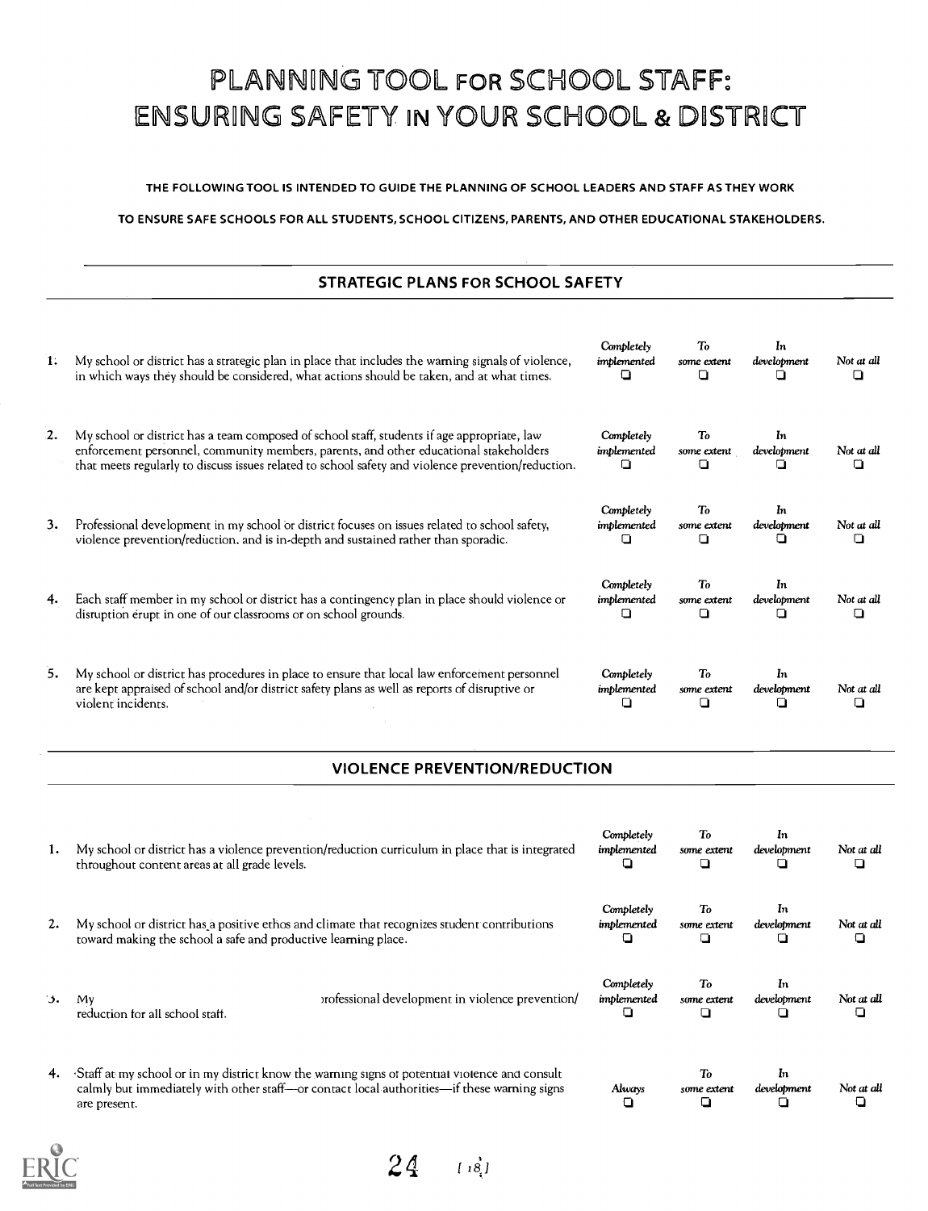# PLANNING TOOL FOR SCHOOL STAFF: ENSURING SAFETY IN YOUR SCHOOL & DISTRICT

THE FOLLOWING TOOL IS INTENDED TO GUIDE THE PLANNING OF SCHOOL LEADERS AND STAFF AS THEY WORK TO ENSURE SAFE SCHOOLS FOR ALL STUDENTS, SCHOOL CITIZENS, PARENTS, AND OTHER EDUCATIONAL STAKEHOLDERS.

## STRATEGIC PLANS FOR SCHOOL SAFETY

| | | *Completely implemented* | *To some extent* | *In development* | *Not at all* |
|---|---|---|---|---|---|
| 1. | My school or district has a strategic plan in place that includes the warning signals of violence, in which ways they should be considered, what actions should be taken, and at what times. | ❑ | ❑ | ❑ | ❑ |
| 2. | My school or district has a team composed of school staff, students if age appropriate, law enforcement personnel, community members, parents, and other educational stakeholders that meets regularly to discuss issues related to school safety and violence prevention/reduction. | ❑ | ❑ | ❑ | ❑ |
| 3. | Professional development in my school or district focuses on issues related to school safety, violence prevention/reduction, and is in-depth and sustained rather than sporadic. | ❑ | ❑ | ❑ | ❑ |
| 4. | Each staff member in my school or district has a contingency plan in place should violence or disruption erupt in one of our classrooms or on school grounds. | ❑ | ❑ | ❑ | ❑ |
| 5. | My school or district has procedures in place to ensure that local law enforcement personnel are kept appraised of school and/or district safety plans as well as reports of disruptive or violent incidents. | ❑ | ❑ | ❑ | ❑ |

## VIOLENCE PREVENTION/REDUCTION

| | | *Completely implemented* | *To some extent* | *In development* | *Not at all* |
|---|---|---|---|---|---|
| 1. | My school or district has a violence prevention/reduction curriculum in place that is integrated throughout content areas at all grade levels. | ❑ | ❑ | ❑ | ❑ |
| 2. | My school or district has a positive ethos and climate that recognizes student contributions toward making the school a safe and productive learning place. | ❑ | ❑ | ❑ | ❑ |
| 3. | My ... professional development in violence prevention/ reduction for all school staff. | ❑ | ❑ | ❑ | ❑ |

| | | *Always* | *To some extent* | *In development* | *Not at all* |
|---|---|---|---|---|---|
| 4. | Staff at my school or in my district know the warning signs of potential violence and consult calmly but immediately with other staff—or contact local authorities—if these warning signs are present. | ❑ | ❑ | ❑ | ❑ |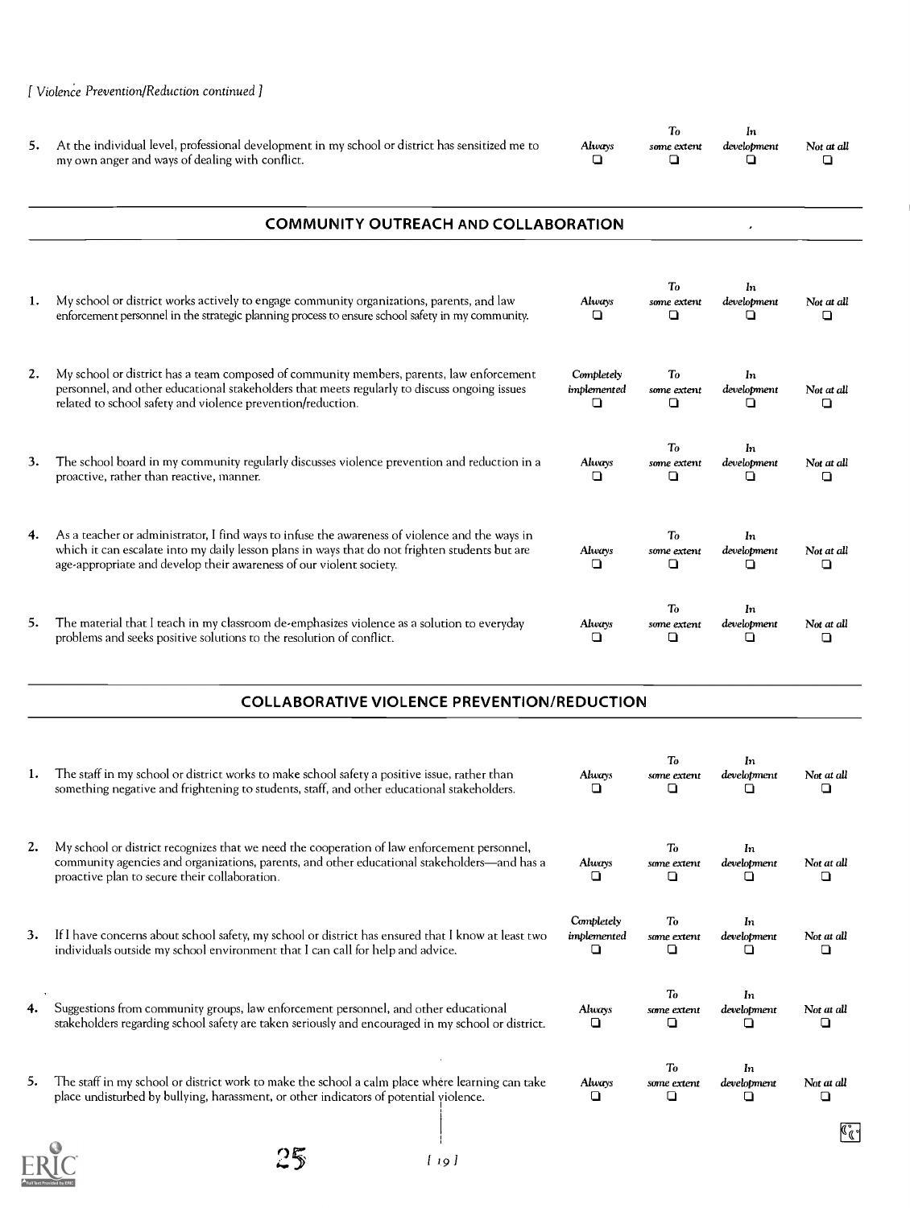*[ Violence Prevention/Reduction continued ]*

| | | | | | |
|---|---|---|---|---|---|
| 5. | At the individual level, professional development in my school or district has sensitized me to my own anger and ways of dealing with conflict. | *Always* ❑ | *To some extent* ❑ | *In development* ❑ | *Not at all* ❑ |

## COMMUNITY OUTREACH AND COLLABORATION

| | | | | | |
|---|---|---|---|---|---|
| 1. | My school or district works actively to engage community organizations, parents, and law enforcement personnel in the strategic planning process to ensure school safety in my community. | *Always* ❑ | *To some extent* ❑ | *In development* ❑ | *Not at all* ❑ |
| 2. | My school or district has a team composed of community members, parents, law enforcement personnel, and other educational stakeholders that meets regularly to discuss ongoing issues related to school safety and violence prevention/reduction. | *Completely implemented* ❑ | *To some extent* ❑ | *In development* ❑ | *Not at all* ❑ |
| 3. | The school board in my community regularly discusses violence prevention and reduction in a proactive, rather than reactive, manner. | *Always* ❑ | *To some extent* ❑ | *In development* ❑ | *Not at all* ❑ |
| 4. | As a teacher or administrator, I find ways to infuse the awareness of violence and the ways in which it can escalate into my daily lesson plans in ways that do not frighten students but are age-appropriate and develop their awareness of our violent society. | *Always* ❑ | *To some extent* ❑ | *In development* ❑ | *Not at all* ❑ |
| 5. | The material that I teach in my classroom de-emphasizes violence as a solution to everyday problems and seeks positive solutions to the resolution of conflict. | *Always* ❑ | *To some extent* ❑ | *In development* ❑ | *Not at all* ❑ |

## COLLABORATIVE VIOLENCE PREVENTION/REDUCTION

| | | | | | |
|---|---|---|---|---|---|
| 1. | The staff in my school or district works to make school safety a positive issue, rather than something negative and frightening to students, staff, and other educational stakeholders. | *Always* ❑ | *To some extent* ❑ | *In development* ❑ | *Not at all* ❑ |
| 2. | My school or district recognizes that we need the cooperation of law enforcement personnel, community agencies and organizations, parents, and other educational stakeholders—and has a proactive plan to secure their collaboration. | *Always* ❑ | *To some extent* ❑ | *In development* ❑ | *Not at all* ❑ |
| 3. | If I have concerns about school safety, my school or district has ensured that I know at least two individuals outside my school environment that I can call for help and advice. | *Completely implemented* ❑ | *To some extent* ❑ | *In development* ❑ | *Not at all* ❑ |
| 4. | Suggestions from community groups, law enforcement personnel, and other educational stakeholders regarding school safety are taken seriously and encouraged in my school or district. | *Always* ❑ | *To some extent* ❑ | *In development* ❑ | *Not at all* ❑ |
| 5. | The staff in my school or district work to make the school a calm place where learning can take place undisturbed by bullying, harassment, or other indicators of potential violence. | *Always* ❑ | *To some extent* ❑ | *In development* ❑ | *Not at all* ❑ |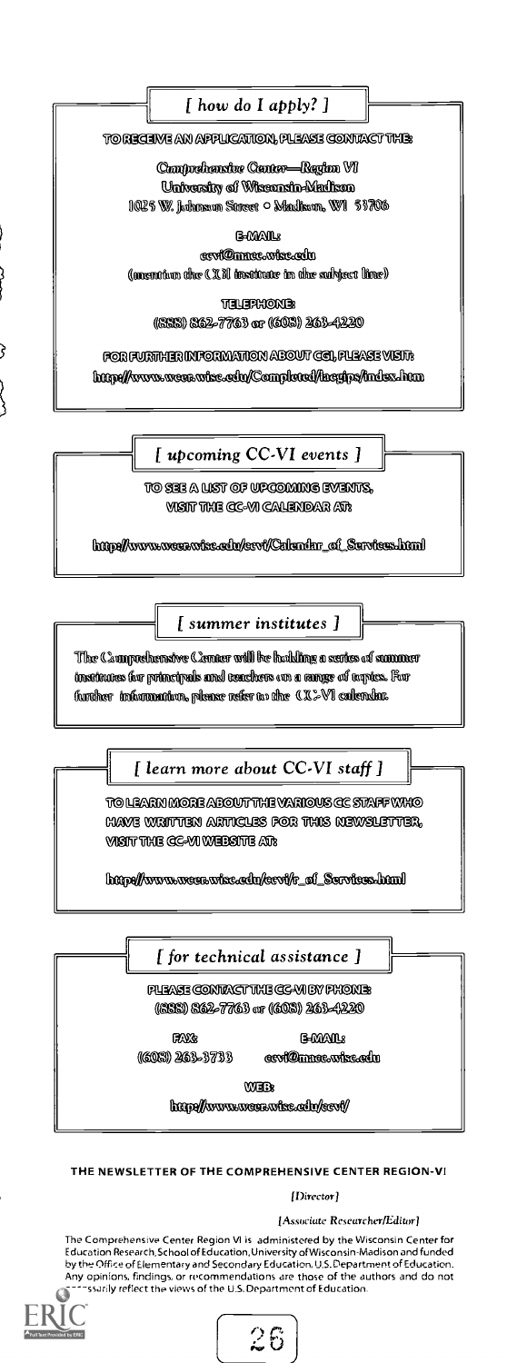## *[ how do I apply? ]*

TO RECEIVE AN APPLICATION, PLEASE CONTACT THE:

Comprehensive Center—Region VI
University of Wisconsin-Madison
1025 W. Johnson Street • Madison, WI 53706

E-MAIL:
ccvi@macc.wisc.edu
(mention the CGI institute in the subject line)

TELEPHONE:
(888) 862-7763 or (608) 263-4220

FOR FURTHER INFORMATION ABOUT CGI, PLEASE VISIT:
http://www.wcer.wisc.edu/Completed/ncgips/index.htm

## *[ upcoming CC-VI events ]*

TO SEE A LIST OF UPCOMING EVENTS, VISIT THE CC-VI CALENDAR AT:

http://www.wcer.wisc.edu/ccvi/Calendar_of_Services.html

## *[ summer institutes ]*

The Comprehensive Center will be holding a series of summer institutes for principals and teachers on a range of topics. For further information, please refer to the CC-VI calendar.

## *[ learn more about CC-VI staff ]*

TO LEARN MORE ABOUT THE VARIOUS CC STAFF WHO HAVE WRITTEN ARTICLES FOR THIS NEWSLETTER, VISIT THE CC-VI WEBSITE AT:

http://www.wcer.wisc.edu/ccvi/r_of_Services.html

## *[ for technical assistance ]*

PLEASE CONTACT THE CC-VI BY PHONE:
(888) 862-7763 or (608) 263-4220

FAX:
(608) 263-3733

E-MAIL:
ccvi@macc.wisc.edu

WEB:
http://www.wcer.wisc.edu/ccvi/

**THE NEWSLETTER OF THE COMPREHENSIVE CENTER REGION-VI**

*[Director]*

*[Associate Researcher/Editor]*

The Comprehensive Center Region VI is administered by the Wisconsin Center for Education Research, School of Education, University of Wisconsin-Madison and funded by the Office of Elementary and Secondary Education, U.S. Department of Education. Any opinions, findings, or recommendations are those of the authors and do not necessarily reflect the views of the U.S. Department of Education.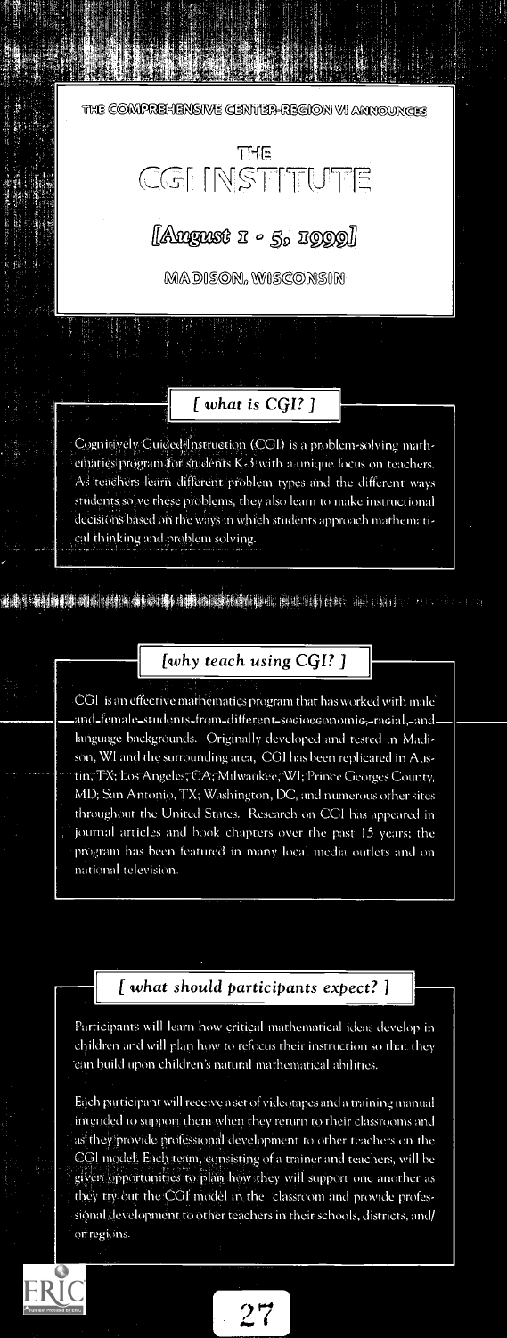THE COMPREHENSIVE CENTER-REGION VI ANNOUNCES

# THE CGI INSTITUTE

## [August 1 - 5, 1999]

MADISON, WISCONSIN

### [ what is CGI? ]

Cognitively Guided Instruction (CGI) is a problem-solving mathematics program for students K-3 with a unique focus on teachers. As teachers learn different problem types and the different ways students solve these problems, they also learn to make instructional decisions based on the ways in which students approach mathematical thinking and problem solving.

### [why teach using CGI? ]

CGI is an effective mathematics program that has worked with male and female students from different socioeconomic, racial, and language backgrounds. Originally developed and tested in Madison, WI and the surrounding area, CGI has been replicated in Austin, TX; Los Angeles, CA; Milwaukee, WI; Prince Georges County, MD; San Antonio, TX; Washington, DC, and numerous other sites throughout the United States. Research on CGI has appeared in journal articles and book chapters over the past 15 years; the program has been featured in many local media outlets and on national television.

### [ what should participants expect? ]

Participants will learn how critical mathematical ideas develop in children and will plan how to refocus their instruction so that they can build upon children's natural mathematical abilities.

Each participant will receive a set of videotapes and a training manual intended to support them when they return to their classrooms and as they provide professional development to other teachers on the CGI model. Each team, consisting of a trainer and teachers, will be given opportunities to plan how they will support one another as they try out the CGI model in the classroom and provide professional development to other teachers in their schools, districts, and/or regions.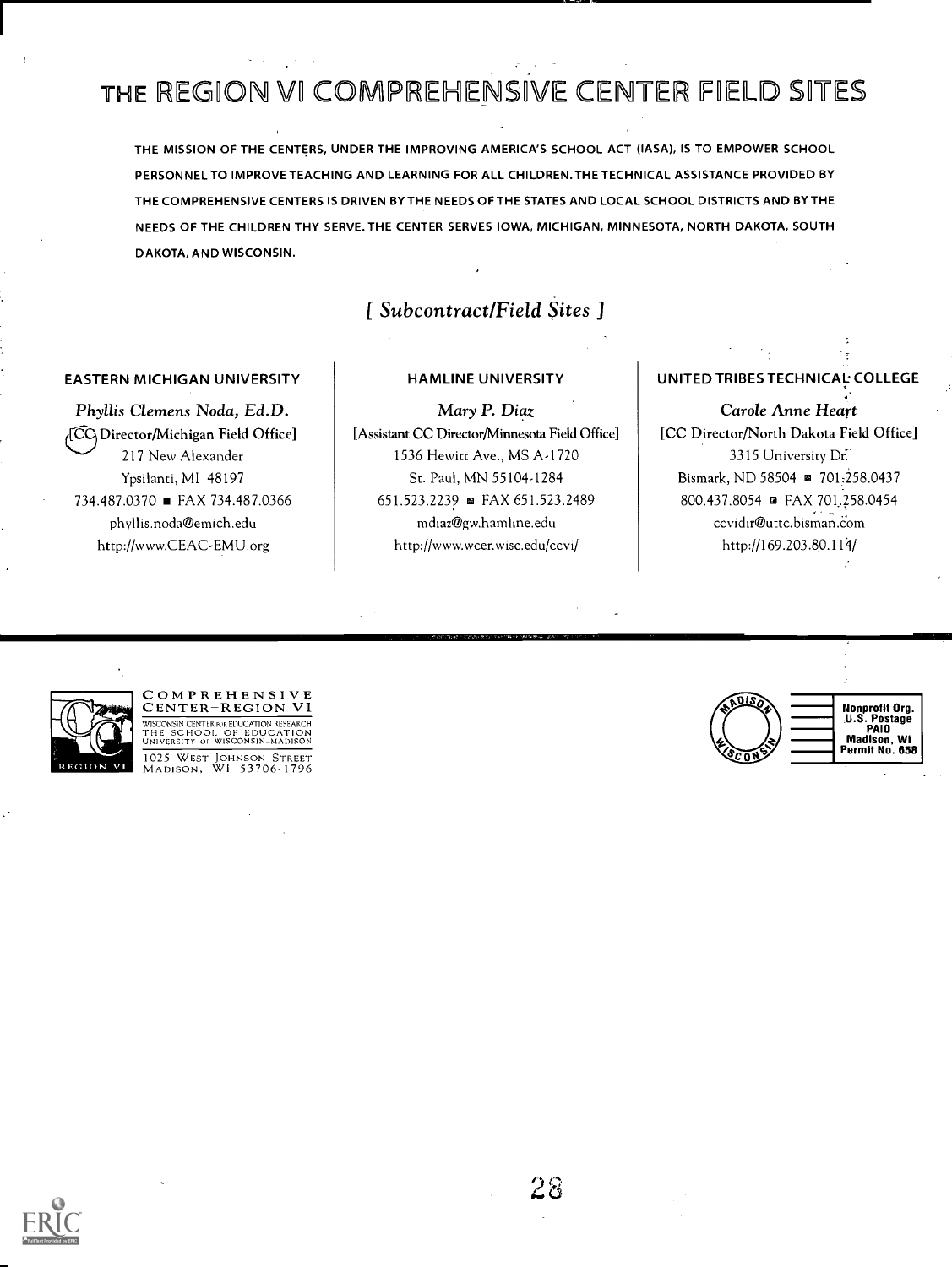# THE REGION VI COMPREHENSIVE CENTER FIELD SITES

THE MISSION OF THE CENTERS, UNDER THE IMPROVING AMERICA'S SCHOOL ACT (IASA), IS TO EMPOWER SCHOOL PERSONNEL TO IMPROVE TEACHING AND LEARNING FOR ALL CHILDREN. THE TECHNICAL ASSISTANCE PROVIDED BY THE COMPREHENSIVE CENTERS IS DRIVEN BY THE NEEDS OF THE STATES AND LOCAL SCHOOL DISTRICTS AND BY THE NEEDS OF THE CHILDREN THY SERVE. THE CENTER SERVES IOWA, MICHIGAN, MINNESOTA, NORTH DAKOTA, SOUTH DAKOTA, AND WISCONSIN.

## *[ Subcontract/Field Sites ]*

### EASTERN MICHIGAN UNIVERSITY

*Phyllis Clemens Noda, Ed.D.*
[CC Director/Michigan Field Office]
217 New Alexander
Ypsilanti, MI 48197
734.487.0370 ■ FAX 734.487.0366
phyllis.noda@emich.edu
http://www.CEAC-EMU.org

### HAMLINE UNIVERSITY

*Mary P. Diaz*
[Assistant CC Director/Minnesota Field Office]
1536 Hewitt Ave., MS A-1720
St. Paul, MN 55104-1284
651.523.2239 ■ FAX 651.523.2489
mdiaz@gw.hamline.edu
http://www.wcer.wisc.edu/ccvi/

### UNITED TRIBES TECHNICAL COLLEGE

*Carole Anne Heart*
[CC Director/North Dakota Field Office]
3315 University Dr.
Bismark, ND 58504 ■ 701.258.0437
800.437.8054 ■ FAX 701.258.0454
ccvidir@uttc.bisman.com
http://169.203.80.114/

COMPREHENSIVE CENTER–REGION VI
WISCONSIN CENTER FOR EDUCATION RESEARCH
THE SCHOOL OF EDUCATION
UNIVERSITY OF WISCONSIN–MADISON
1025 WEST JOHNSON STREET
MADISON, WI 53706-1796

MADISON WISCONSIN

Nonprofit Org.
U.S. Postage
PAID
Madison, WI
Permit No. 658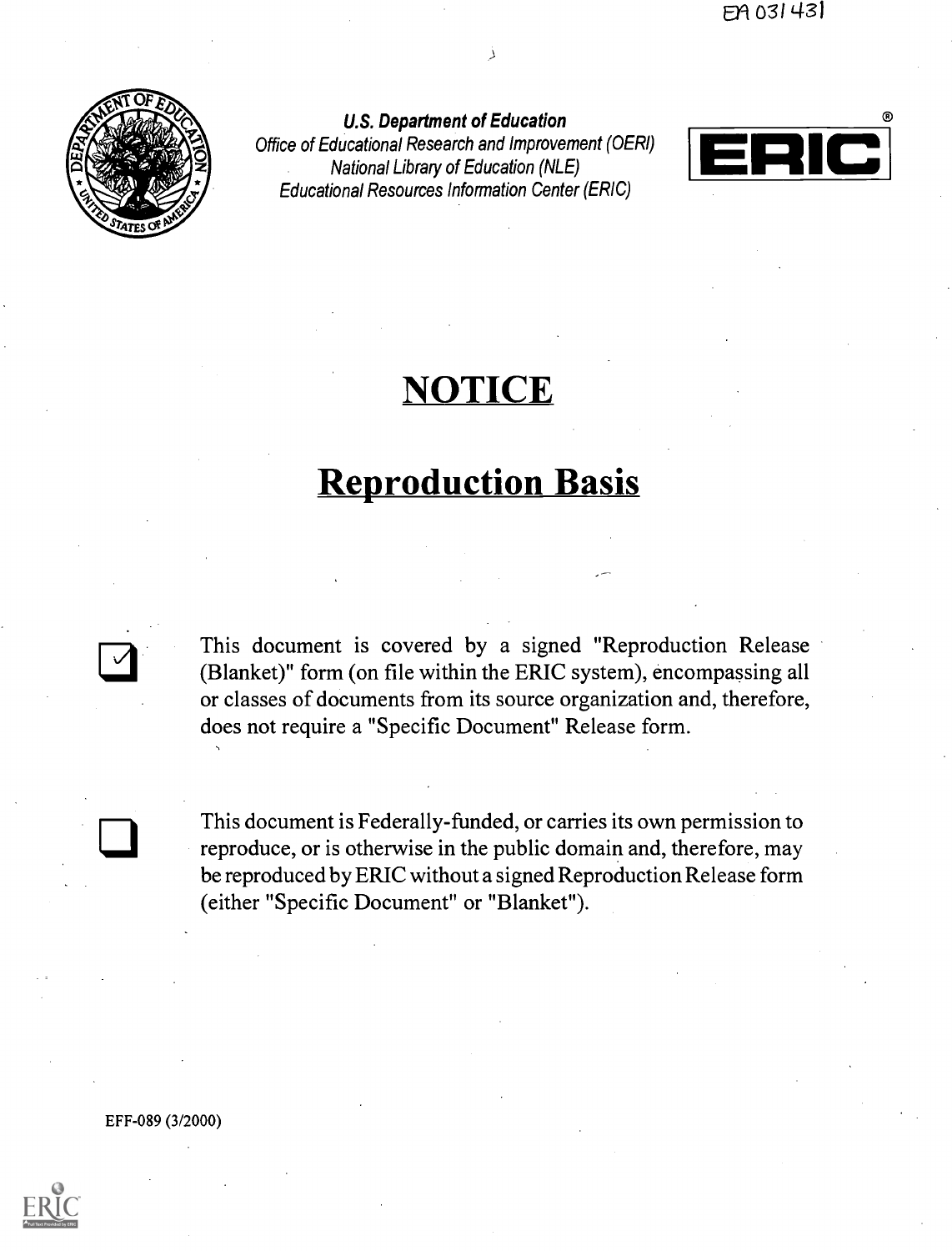EA 031431

**U.S. Department of Education**
*Office of Educational Research and Improvement (OERI)*
*National Library of Education (NLE)*
*Educational Resources Information Center (ERIC)*

ERIC®

# NOTICE

# Reproduction Basis

☑ This document is covered by a signed "Reproduction Release (Blanket)" form (on file within the ERIC system), encompassing all or classes of documents from its source organization and, therefore, does not require a "Specific Document" Release form.

☐ This document is Federally-funded, or carries its own permission to reproduce, or is otherwise in the public domain and, therefore, may be reproduced by ERIC without a signed Reproduction Release form (either "Specific Document" or "Blanket").

EFF-089 (3/2000)